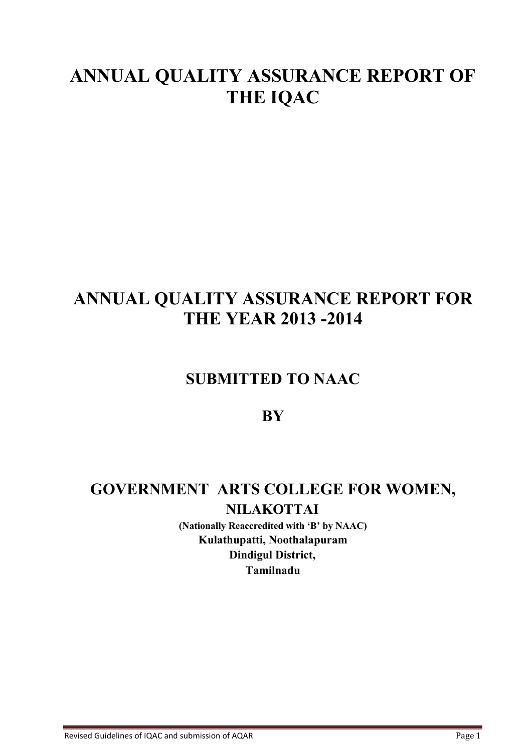# ANNUAL QUALITY ASSURANCE REPORT OF THE IQAC

# ANNUAL QUALITY ASSURANCE REPORT FOR THE YEAR 2013 -2014

## SUBMITTED TO NAAC

## BY

## GOVERNMENT ARTS COLLEGE FOR WOMEN,

**NILAKOTTAI**

**(Nationally Reaccredited with 'B' by NAAC)**

**Kulathupatti, Noothalapuram**

**Dindigul District,**

**Tamilnadu**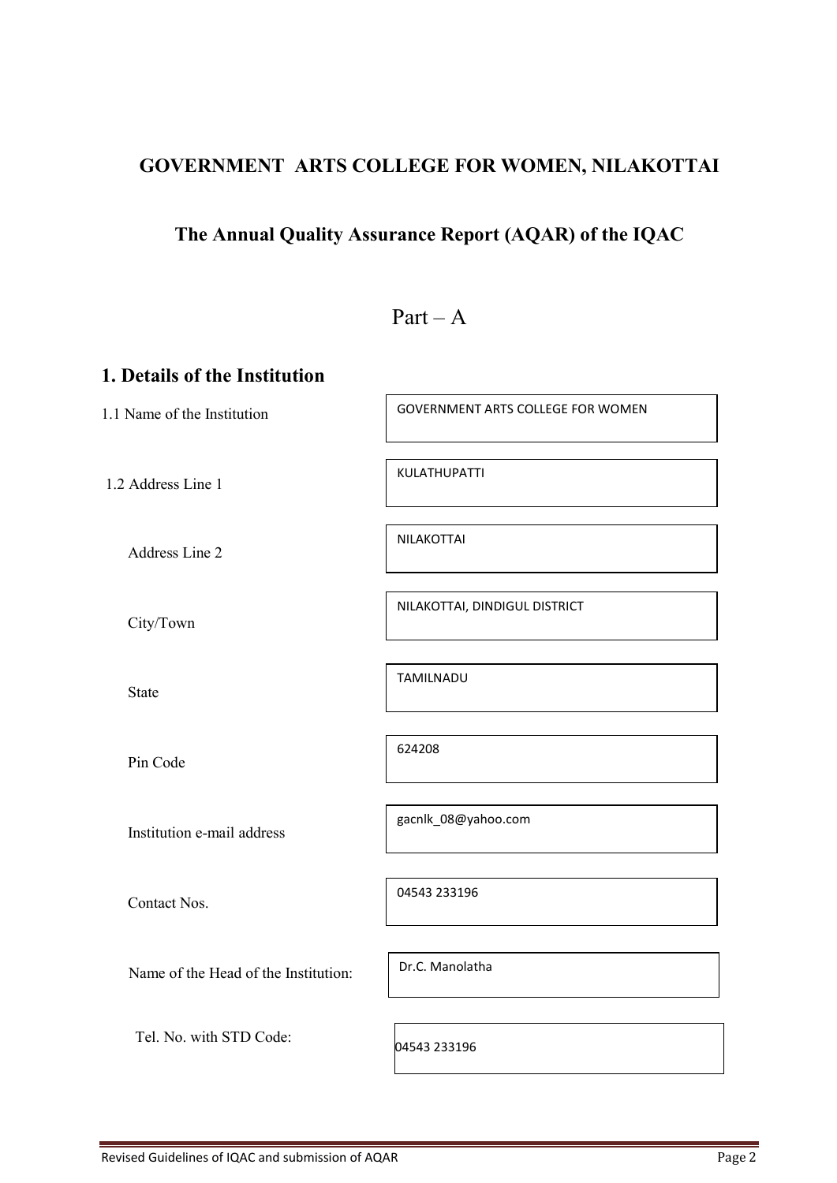# GOVERNMENT ARTS COLLEGE FOR WOMEN, NILAKOTTAI

## The Annual Quality Assurance Report (AQAR) of the IQAC

### Part – A

## 1. Details of the Institution

| | |
|---|---|
| 1.1 Name of the Institution | GOVERNMENT ARTS COLLEGE FOR WOMEN |
| 1.2 Address Line 1 | KULATHUPATTI |
| Address Line 2 | NILAKOTTAI |
| City/Town | NILAKOTTAI, DINDIGUL DISTRICT |
| State | TAMILNADU |
| Pin Code | 624208 |
| Institution e-mail address | gacnlk_08@yahoo.com |
| Contact Nos. | 04543 233196 |
| Name of the Head of the Institution: | Dr.C. Manolatha |
| Tel. No. with STD Code: | 04543 233196 |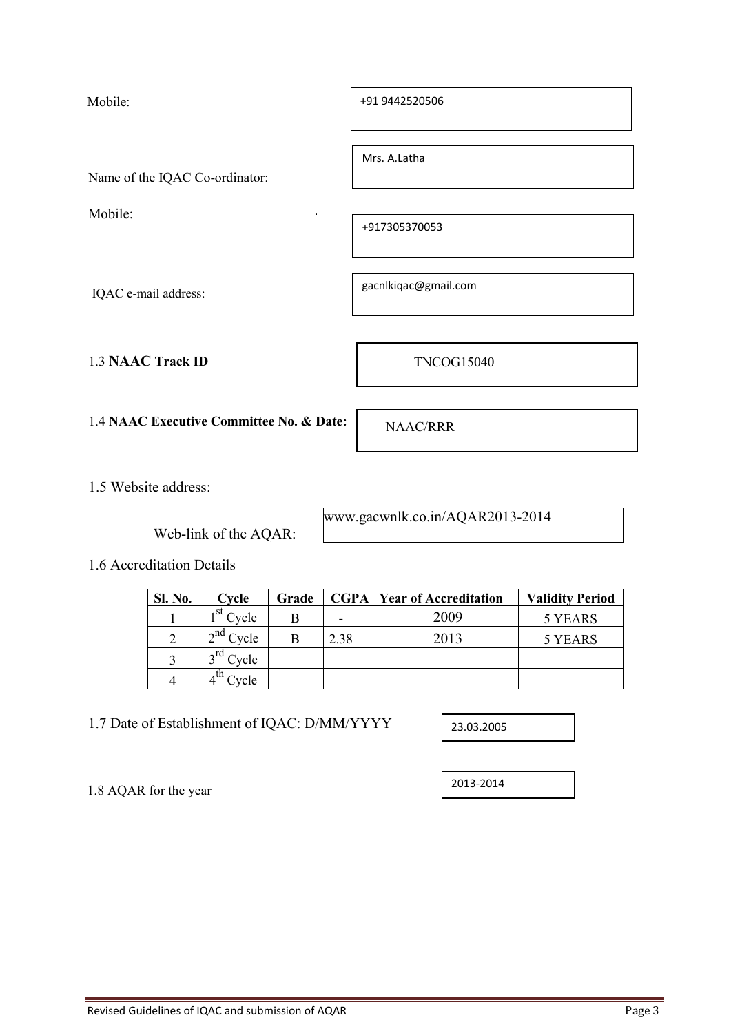Mobile: +91 9442520506

Name of the IQAC Co-ordinator: Mrs. A.Latha

Mobile: +917305370053

IQAC e-mail address: gacnlkiqac@gmail.com

1.3 **NAAC Track ID** TNCOG15040

1.4 **NAAC Executive Committee No. & Date:** NAAC/RRR

1.5 Website address:

Web-link of the AQAR: www.gacwnlk.co.in/AQAR2013-2014

1.6 Accreditation Details

| Sl. No. | Cycle | Grade | CGPA | Year of Accreditation | Validity Period |
|---|---|---|---|---|---|
| 1 | 1st Cycle | B | - | 2009 | 5 YEARS |
| 2 | 2nd Cycle | B | 2.38 | 2013 | 5 YEARS |
| 3 | 3rd Cycle | | | | |
| 4 | 4th Cycle | | | | |

1.7 Date of Establishment of IQAC: D/MM/YYYY 23.03.2005

1.8 AQAR for the year 2013-2014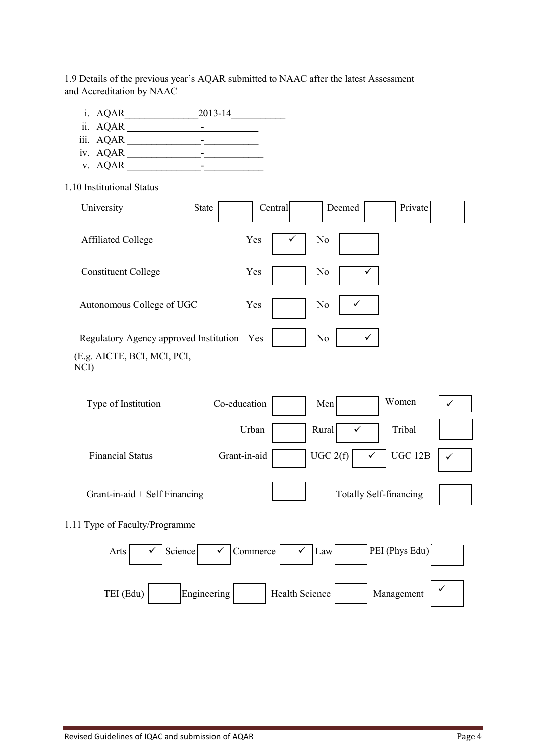1.9 Details of the previous year's AQAR submitted to NAAC after the latest Assessment and Accreditation by NAAC

i. AQAR 2013-14
ii. AQAR -
iii. AQAR -
iv. AQAR -
v. AQAR -

1.10 Institutional Status

| University | State | | Central | | Deemed | | Private | |
|---|---|---|---|---|---|---|---|---|

| | | | | |
|---|---|---|---|---|
| Affiliated College | Yes | ✓ | No | |
| Constituent College | Yes | | No | ✓ |
| Autonomous College of UGC | Yes | | No | ✓ |
| Regulatory Agency approved Institution (E.g. AICTE, BCI, MCI, PCI, NCI) | Yes | | No | ✓ |

| | | | | | | |
|---|---|---|---|---|---|---|
| Type of Institution | Co-education | | Men | | Women | ✓ |
| | Urban | | Rural | ✓ | Tribal | |
| Financial Status | Grant-in-aid | | UGC 2(f) | ✓ | UGC 12B | ✓ |
| Grant-in-aid + Self Financing | | | Totally Self-financing | | | |

1.11 Type of Faculty/Programme

| | | | | | | | | | |
|---|---|---|---|---|---|---|---|---|---|
| Arts | ✓ | Science | ✓ | Commerce | ✓ | Law | | PEI (Phys Edu) | |
| TEI (Edu) | | Engineering | | Health Science | | Management | ✓ | | |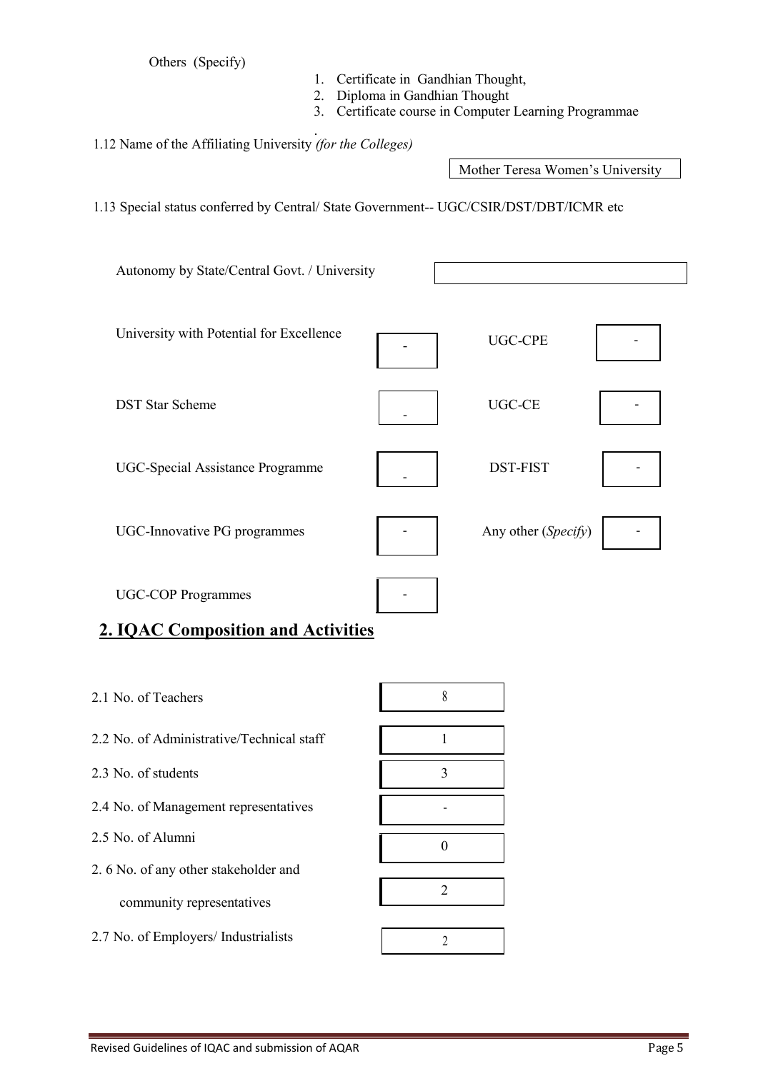Others (Specify)

1. Certificate in Gandhian Thought,
2. Diploma in Gandhian Thought
3. Certificate course in Computer Learning Programmae

1.12 Name of the Affiliating University *(for the Colleges)*

Mother Teresa Women's University

1.13 Special status conferred by Central/ State Government-- UGC/CSIR/DST/DBT/ICMR etc

Autonomy by State/Central Govt. / University

| | | | |
|---|---|---|---|
| University with Potential for Excellence | - | UGC-CPE | - |
| DST Star Scheme | - | UGC-CE | - |
| UGC-Special Assistance Programme | - | DST-FIST | - |
| UGC-Innovative PG programmes | - | Any other (*Specify*) | - |
| UGC-COP Programmes | - | | |

## 2. IQAC Composition and Activities

| | |
|---|---|
| 2.1 No. of Teachers | 8 |
| 2.2 No. of Administrative/Technical staff | 1 |
| 2.3 No. of students | 3 |
| 2.4 No. of Management representatives | - |
| 2.5 No. of Alumni | 0 |
| 2. 6 No. of any other stakeholder and community representatives | 2 |
| 2.7 No. of Employers/ Industrialists | 2 |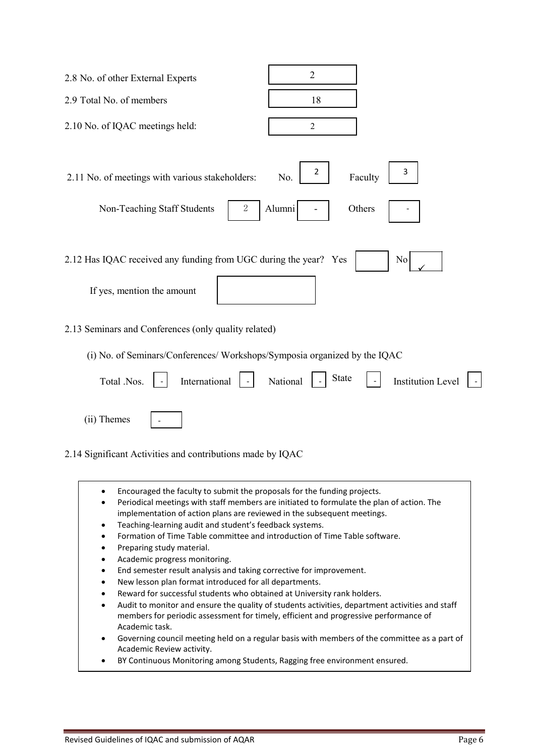2.8 No. of other External Experts: 2

2.9 Total No. of members: 18

2.10 No. of IQAC meetings held: 2

2.11 No. of meetings with various stakeholders: No. 2 Faculty 3

Non-Teaching Staff Students 2 Alumni - Others -

2.12 Has IQAC received any funding from UGC during the year? Yes [ ] No [✓]

If yes, mention the amount

2.13 Seminars and Conferences (only quality related)

(i) No. of Seminars/Conferences/ Workshops/Symposia organized by the IQAC

Total .Nos. - International - National - State - Institution Level -

(ii) Themes -

2.14 Significant Activities and contributions made by IQAC

- Encouraged the faculty to submit the proposals for the funding projects.
- Periodical meetings with staff members are initiated to formulate the plan of action. The implementation of action plans are reviewed in the subsequent meetings.
- Teaching-learning audit and student's feedback systems.
- Formation of Time Table committee and introduction of Time Table software.
- Preparing study material.
- Academic progress monitoring.
- End semester result analysis and taking corrective for improvement.
- New lesson plan format introduced for all departments.
- Reward for successful students who obtained at University rank holders.
- Audit to monitor and ensure the quality of students activities, department activities and staff members for periodic assessment for timely, efficient and progressive performance of Academic task.
- Governing council meeting held on a regular basis with members of the committee as a part of Academic Review activity.
- BY Continuous Monitoring among Students, Ragging free environment ensured.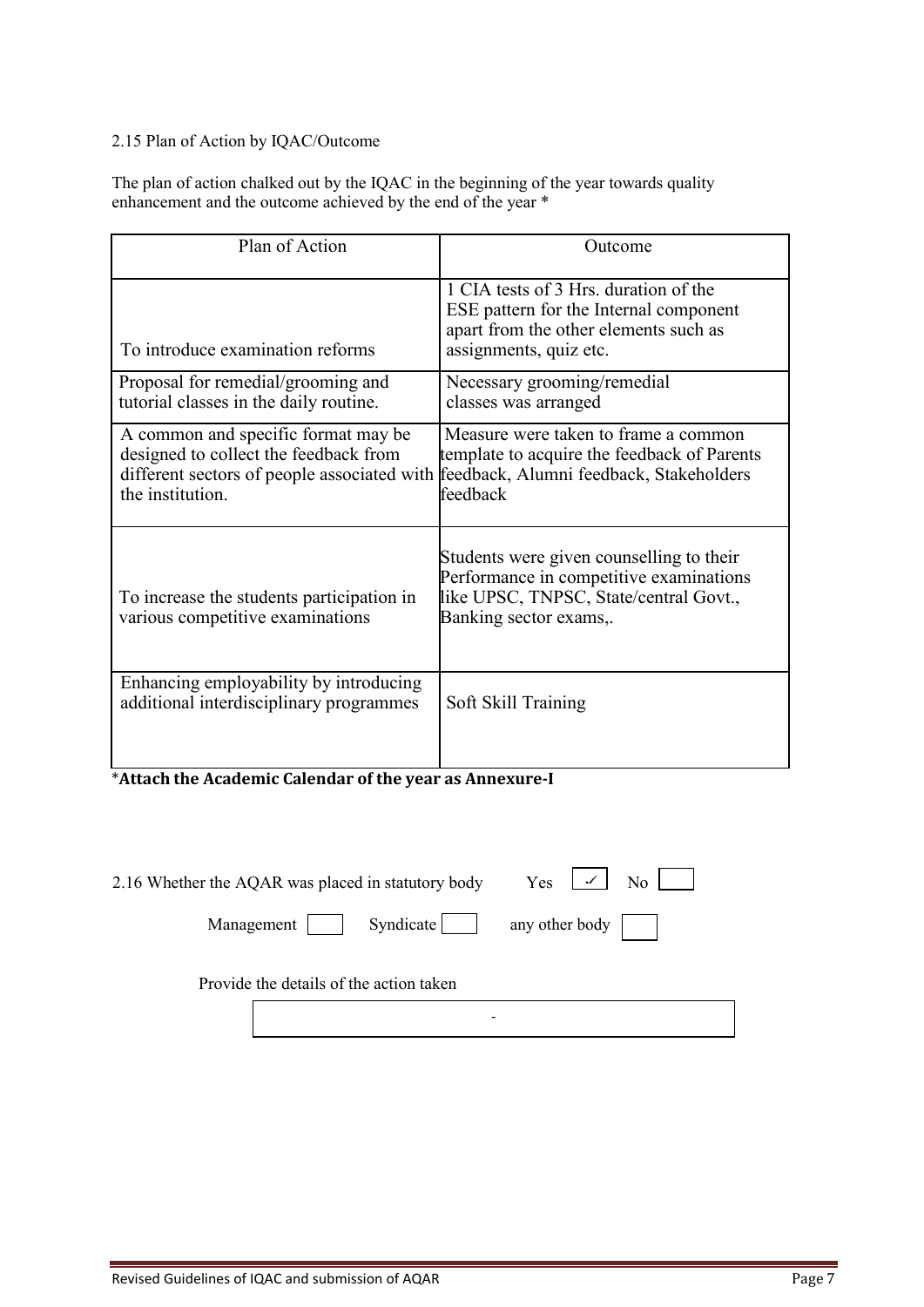2.15 Plan of Action by IQAC/Outcome

The plan of action chalked out by the IQAC in the beginning of the year towards quality enhancement and the outcome achieved by the end of the year *

| Plan of Action | Outcome |
|---|---|
| To introduce examination reforms | 1 CIA tests of 3 Hrs. duration of the ESE pattern for the Internal component apart from the other elements such as assignments, quiz etc. |
| Proposal for remedial/grooming and tutorial classes in the daily routine. | Necessary grooming/remedial classes was arranged |
| A common and specific format may be designed to collect the feedback from different sectors of people associated with the institution. | Measure were taken to frame a common template to acquire the feedback of Parents feedback, Alumni feedback, Stakeholders feedback |
| To increase the students participation in various competitive examinations | Students were given counselling to their Performance in competitive examinations like UPSC, TNPSC, State/central Govt., Banking sector exams,. |
| Enhancing employability by introducing additional interdisciplinary programmes | Soft Skill Training |

***Attach the Academic Calendar of the year as Annexure-I**

2.16 Whether the AQAR was placed in statutory body Yes [✓] No [ ]

Management [ ] Syndicate [ ] any other body [ ]

Provide the details of the action taken

-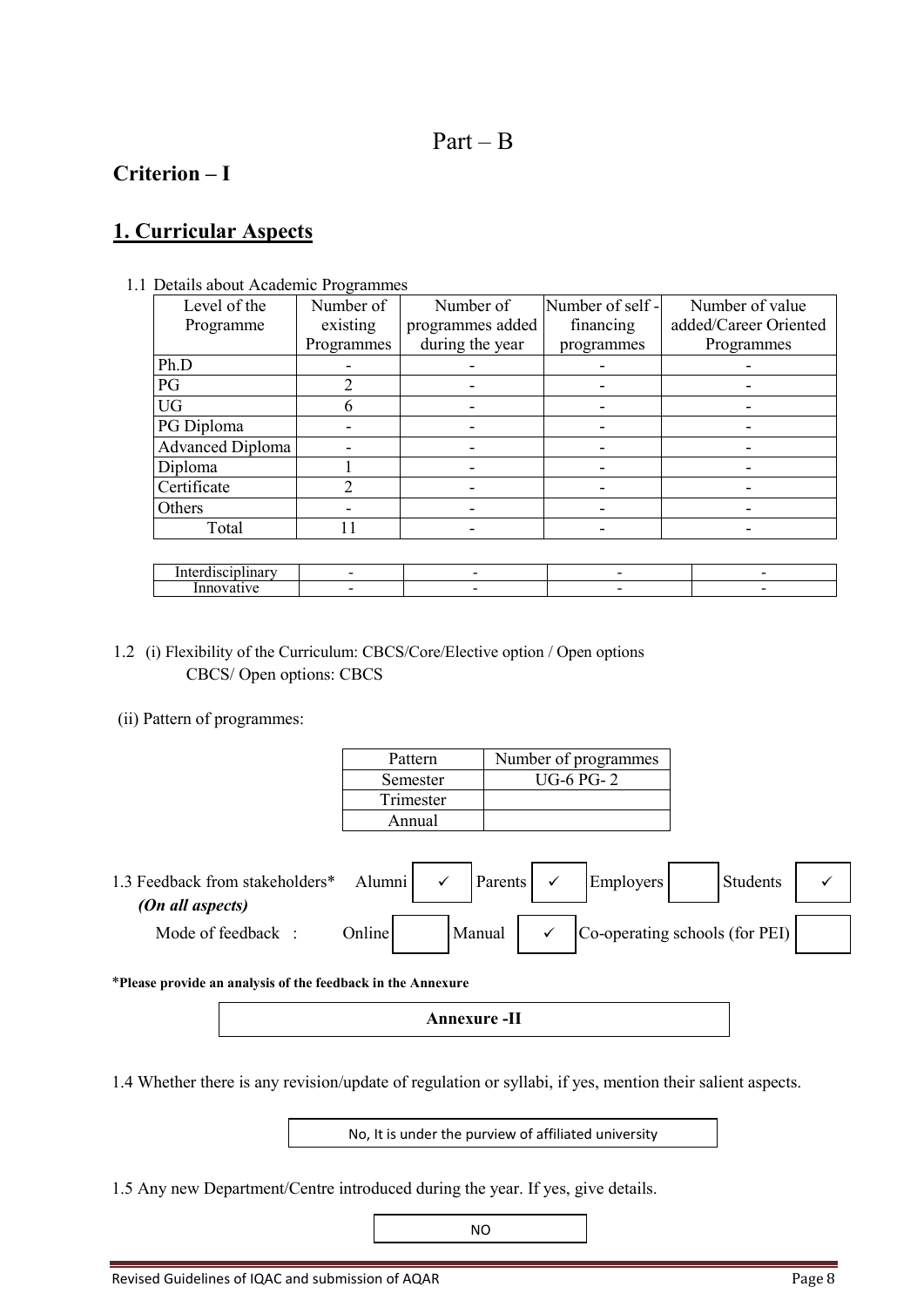# Part – B

## Criterion – I

## 1. Curricular Aspects

1.1 Details about Academic Programmes

| Level of the Programme | Number of existing Programmes | Number of programmes added during the year | Number of self - financing programmes | Number of value added/Career Oriented Programmes |
|---|---|---|---|---|
| Ph.D | - | - | - | - |
| PG | 2 | - | - | - |
| UG | 6 | - | - | - |
| PG Diploma | - | - | - | - |
| Advanced Diploma | - | - | - | - |
| Diploma | 1 | - | - | - |
| Certificate | 2 | - | - | - |
| Others | - | - | - | - |
| Total | 11 | - | - | - |

| | | | | |
|---|---|---|---|---|
| Interdisciplinary | - | - | - | - |
| Innovative | - | - | - | - |

1.2 (i) Flexibility of the Curriculum: CBCS/Core/Elective option / Open options
CBCS/ Open options: CBCS

(ii) Pattern of programmes:

| Pattern | Number of programmes |
|---|---|
| Semester | UG-6 PG- 2 |
| Trimester | |
| Annual | |

1.3 Feedback from stakeholders* Alumni ✓ Parents ✓ Employers ☐ Students ✓
*(On all aspects)*

Mode of feedback : Online ☐ Manual ✓ Co-operating schools (for PEI) ☐

***Please provide an analysis of the feedback in the Annexure**

**Annexure -II**

1.4 Whether there is any revision/update of regulation or syllabi, if yes, mention their salient aspects.

No, It is under the purview of affiliated university

1.5 Any new Department/Centre introduced during the year. If yes, give details.

NO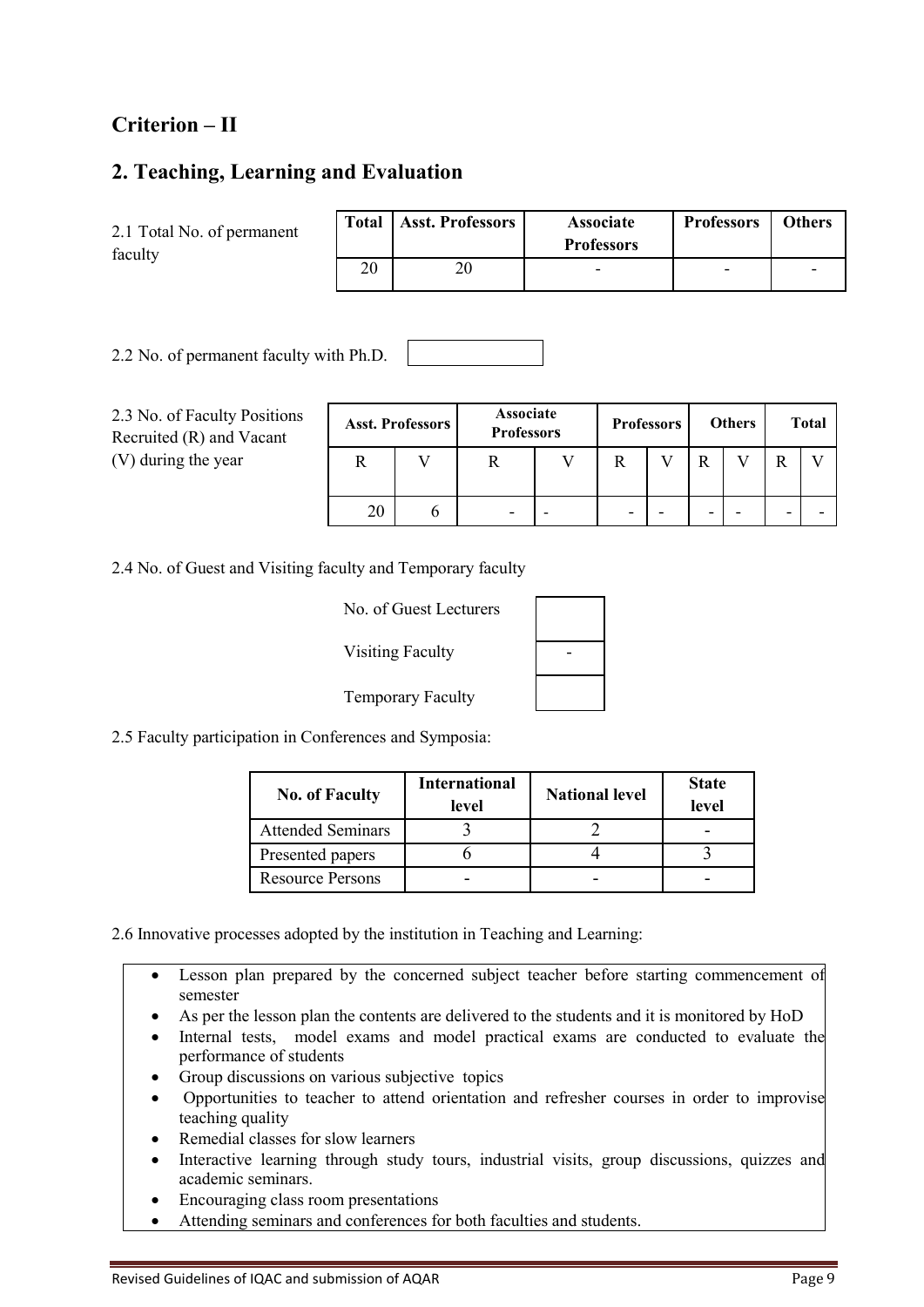## Criterion – II

## 2. Teaching, Learning and Evaluation

2.1 Total No. of permanent faculty

| Total | Asst. Professors | Associate Professors | Professors | Others |
|---|---|---|---|---|
| 20 | 20 | - | - | - |

2.2 No. of permanent faculty with Ph.D.

2.3 No. of Faculty Positions Recruited (R) and Vacant (V) during the year

| Asst. Professors | | Associate Professors | | Professors | | Others | | Total | |
|---|---|---|---|---|---|---|---|---|---|
| R | V | R | V | R | V | R | V | R | V |
| 20 | 6 | - | - | - | - | - | - | - | - |

2.4 No. of Guest and Visiting faculty and Temporary faculty

| | |
|---|---|
| No. of Guest Lecturers | |
| Visiting Faculty | - |
| Temporary Faculty | |

2.5 Faculty participation in Conferences and Symposia:

| No. of Faculty | International level | National level | State level |
|---|---|---|---|
| Attended Seminars | 3 | 2 | - |
| Presented papers | 6 | 4 | 3 |
| Resource Persons | - | - | - |

2.6 Innovative processes adopted by the institution in Teaching and Learning:

- Lesson plan prepared by the concerned subject teacher before starting commencement of semester
- As per the lesson plan the contents are delivered to the students and it is monitored by HoD
- Internal tests, model exams and model practical exams are conducted to evaluate the performance of students
- Group discussions on various subjective topics
- Opportunities to teacher to attend orientation and refresher courses in order to improvise teaching quality
- Remedial classes for slow learners
- Interactive learning through study tours, industrial visits, group discussions, quizzes and academic seminars.
- Encouraging class room presentations
- Attending seminars and conferences for both faculties and students.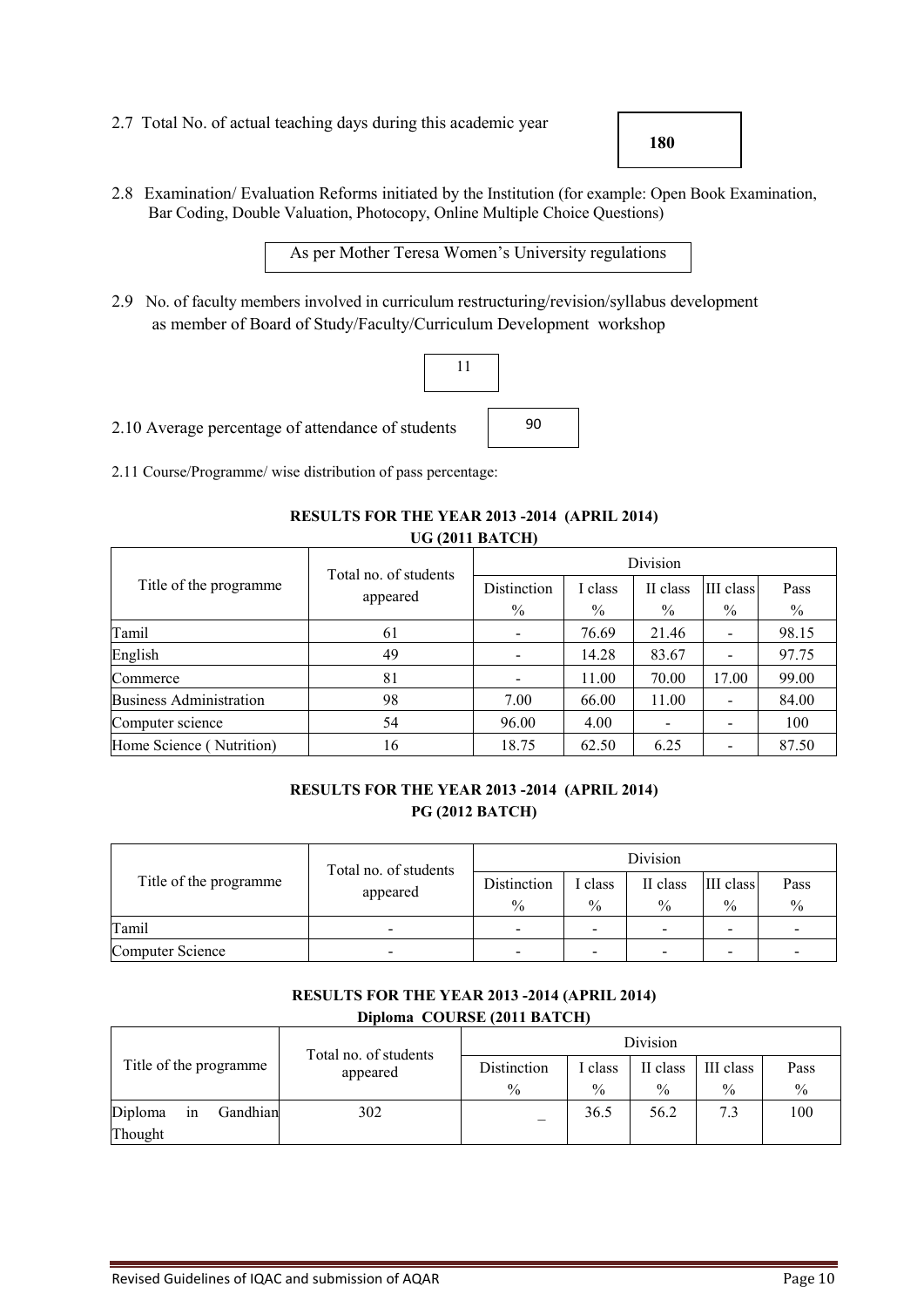2.7 Total No. of actual teaching days during this academic year

**180**

2.8 Examination/ Evaluation Reforms initiated by the Institution (for example: Open Book Examination, Bar Coding, Double Valuation, Photocopy, Online Multiple Choice Questions)

As per Mother Teresa Women's University regulations

2.9 No. of faculty members involved in curriculum restructuring/revision/syllabus development as member of Board of Study/Faculty/Curriculum Development workshop

11

2.10 Average percentage of attendance of students

90

2.11 Course/Programme/ wise distribution of pass percentage:

**RESULTS FOR THE YEAR 2013 -2014 (APRIL 2014)**
**UG (2011 BATCH)**

| Title of the programme | Total no. of students appeared | Division | | | | |
|---|---|---|---|---|---|---|
| | | Distinction % | I class % | II class % | III class % | Pass % |
| Tamil | 61 | - | 76.69 | 21.46 | - | 98.15 |
| English | 49 | - | 14.28 | 83.67 | - | 97.75 |
| Commerce | 81 | - | 11.00 | 70.00 | 17.00 | 99.00 |
| Business Administration | 98 | 7.00 | 66.00 | 11.00 | - | 84.00 |
| Computer science | 54 | 96.00 | 4.00 | - | - | 100 |
| Home Science ( Nutrition) | 16 | 18.75 | 62.50 | 6.25 | - | 87.50 |

**RESULTS FOR THE YEAR 2013 -2014 (APRIL 2014)**
**PG (2012 BATCH)**

| Title of the programme | Total no. of students appeared | Division | | | | |
|---|---|---|---|---|---|---|
| | | Distinction % | I class % | II class % | III class % | Pass % |
| Tamil | - | - | - | - | - | - |
| Computer Science | - | - | - | - | - | - |

**RESULTS FOR THE YEAR 2013 -2014 (APRIL 2014)**
**Diploma COURSE (2011 BATCH)**

| Title of the programme | Total no. of students appeared | Division | | | | |
|---|---|---|---|---|---|---|
| | | Distinction % | I class % | II class % | III class % | Pass % |
| Diploma in Gandhian Thought | 302 | _ | 36.5 | 56.2 | 7.3 | 100 |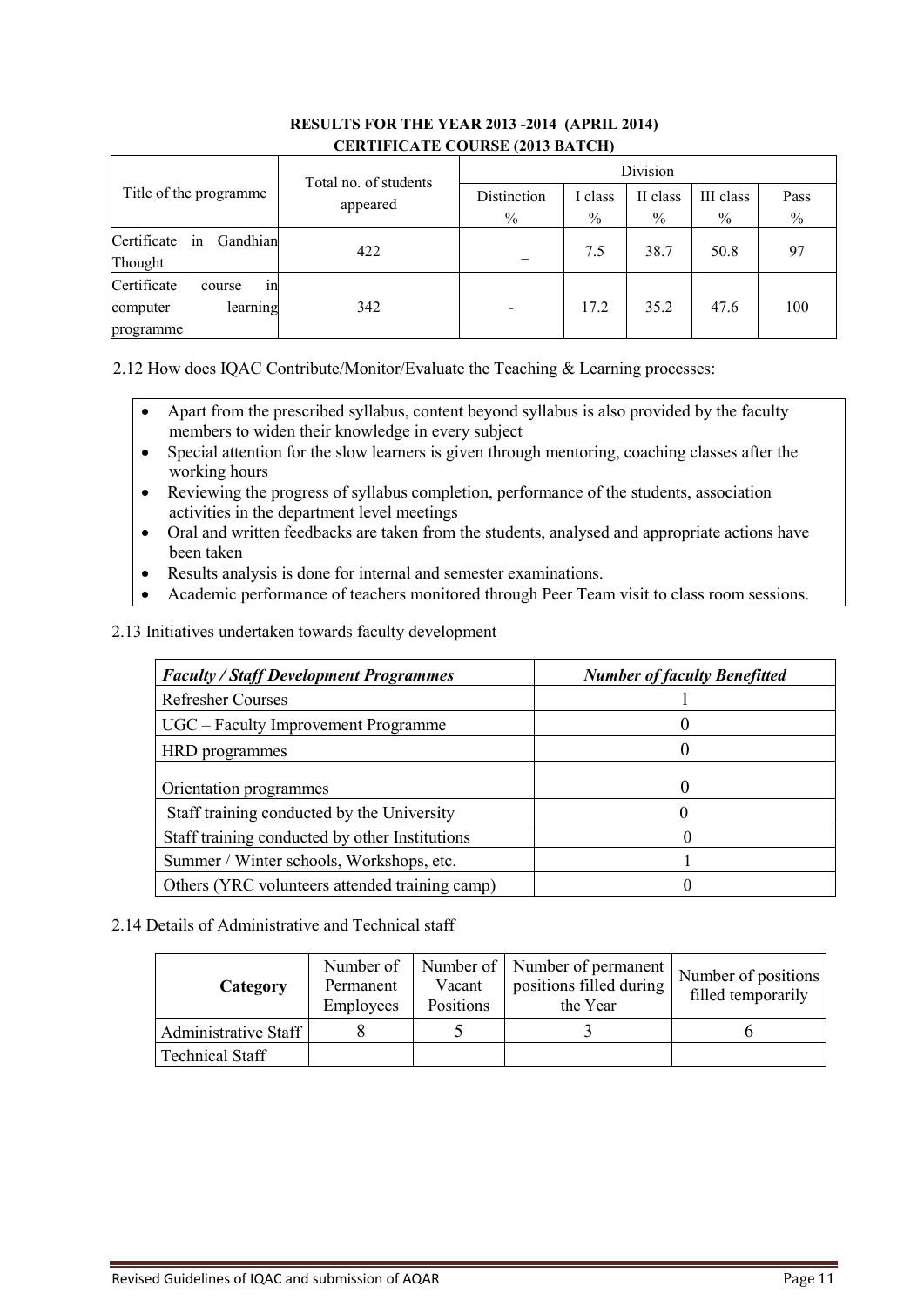**RESULTS FOR THE YEAR 2013 -2014 (APRIL 2014)**
**CERTIFICATE COURSE (2013 BATCH)**

| Title of the programme | Total no. of students appeared | Division | | | | |
|---|---|---|---|---|---|---|
| | | Distinction % | I class % | II class % | III class % | Pass % |
| Certificate in Gandhian Thought | 422 | _ | 7.5 | 38.7 | 50.8 | 97 |
| Certificate course in computer learning programme | 342 | - | 17.2 | 35.2 | 47.6 | 100 |

2.12 How does IQAC Contribute/Monitor/Evaluate the Teaching & Learning processes:

- Apart from the prescribed syllabus, content beyond syllabus is also provided by the faculty members to widen their knowledge in every subject
- Special attention for the slow learners is given through mentoring, coaching classes after the working hours
- Reviewing the progress of syllabus completion, performance of the students, association activities in the department level meetings
- Oral and written feedbacks are taken from the students, analysed and appropriate actions have been taken
- Results analysis is done for internal and semester examinations.
- Academic performance of teachers monitored through Peer Team visit to class room sessions.

2.13 Initiatives undertaken towards faculty development

| *Faculty / Staff Development Programmes* | *Number of faculty Benefitted* |
|---|---|
| Refresher Courses | 1 |
| UGC – Faculty Improvement Programme | 0 |
| HRD programmes | 0 |
| Orientation programmes | 0 |
| Staff training conducted by the University | 0 |
| Staff training conducted by other Institutions | 0 |
| Summer / Winter schools, Workshops, etc. | 1 |
| Others (YRC volunteers attended training camp) | 0 |

2.14 Details of Administrative and Technical staff

| Category | Number of Permanent Employees | Number of Vacant Positions | Number of permanent positions filled during the Year | Number of positions filled temporarily |
|---|---|---|---|---|
| Administrative Staff | 8 | 5 | 3 | 6 |
| Technical Staff | | | | |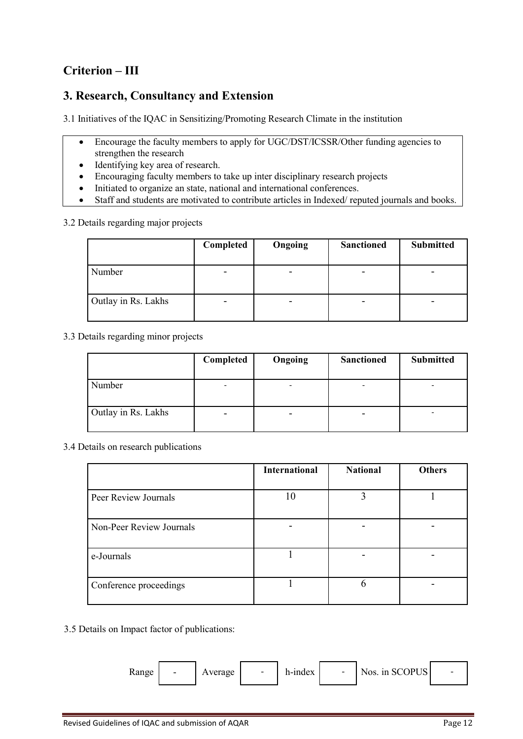## Criterion – III

## 3. Research, Consultancy and Extension

3.1 Initiatives of the IQAC in Sensitizing/Promoting Research Climate in the institution

- Encourage the faculty members to apply for UGC/DST/ICSSR/Other funding agencies to strengthen the research
- Identifying key area of research.
- Encouraging faculty members to take up inter disciplinary research projects
- Initiated to organize an state, national and international conferences.
- Staff and students are motivated to contribute articles in Indexed/ reputed journals and books.

3.2 Details regarding major projects

| | Completed | Ongoing | Sanctioned | Submitted |
|---|---|---|---|---|
| Number | - | - | - | - |
| Outlay in Rs. Lakhs | - | - | - | - |

3.3 Details regarding minor projects

| | Completed | Ongoing | Sanctioned | Submitted |
|---|---|---|---|---|
| Number | - | - | - | - |
| Outlay in Rs. Lakhs | - | - | - | - |

3.4 Details on research publications

| | International | National | Others |
|---|---|---|---|
| Peer Review Journals | 10 | 3 | 1 |
| Non-Peer Review Journals | - | - | - |
| e-Journals | 1 | - | - |
| Conference proceedings | 1 | 6 | - |

3.5 Details on Impact factor of publications:

| Range | - | Average | - | h-index | - | Nos. in SCOPUS | - |
|---|---|---|---|---|---|---|---|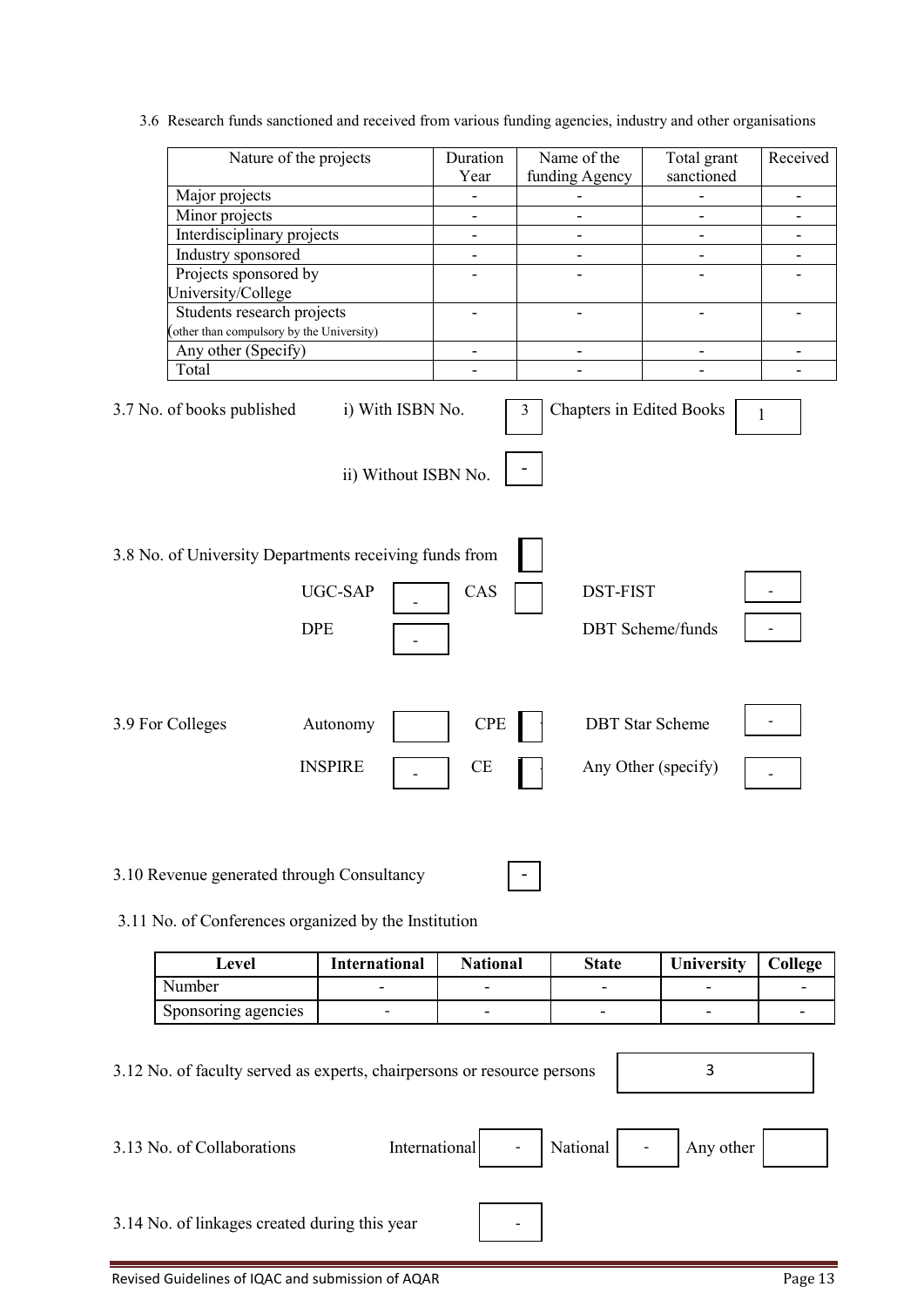3.6 Research funds sanctioned and received from various funding agencies, industry and other organisations

| Nature of the projects | Duration Year | Name of the funding Agency | Total grant sanctioned | Received |
|---|---|---|---|---|
| Major projects | - | - | - | - |
| Minor projects | - | - | - | - |
| Interdisciplinary projects | - | - | - | - |
| Industry sponsored | - | - | - | - |
| Projects sponsored by University/College | - | - | - | - |
| Students research projects (other than compulsory by the University) | - | - | - | - |
| Any other (Specify) | - | - | - | - |
| Total | - | - | - | - |

3.7 No. of books published i) With ISBN No. 3 Chapters in Edited Books 1

ii) Without ISBN No. -

3.8 No. of University Departments receiving funds from

UGC-SAP - CAS DST-FIST -

DPE - DBT Scheme/funds -

3.9 For Colleges Autonomy CPE DBT Star Scheme -

INSPIRE - CE Any Other (specify) -

3.10 Revenue generated through Consultancy -

3.11 No. of Conferences organized by the Institution

| Level | International | National | State | University | College |
|---|---|---|---|---|---|
| Number | - | - | - | - | - |
| Sponsoring agencies | - | - | - | - | - |

3.12 No. of faculty served as experts, chairpersons or resource persons 3

3.13 No. of Collaborations International - National - Any other

3.14 No. of linkages created during this year -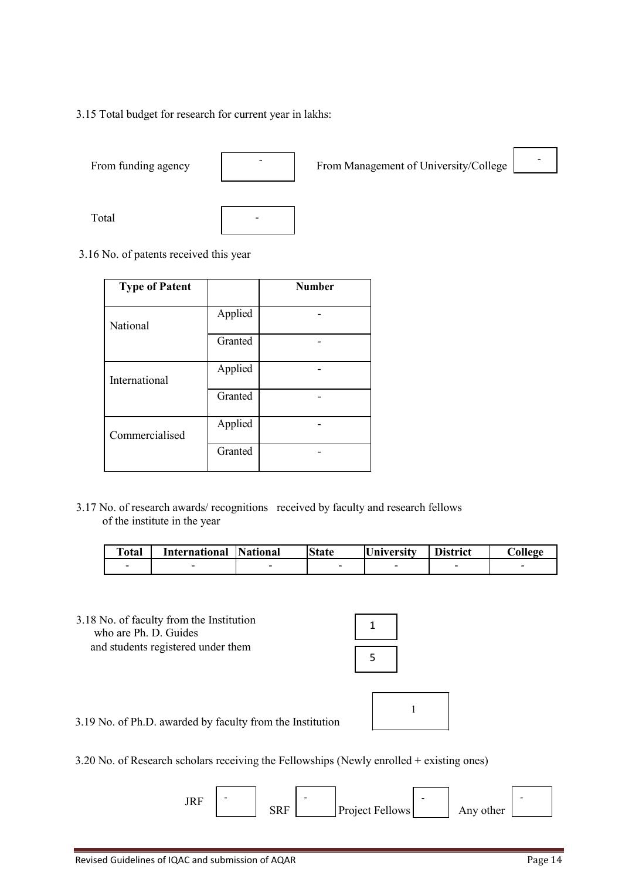3.15 Total budget for research for current year in lakhs:

From funding agency: -

From Management of University/College: -

Total: -

3.16 No. of patents received this year

| Type of Patent | | Number |
|---|---|---|
| National | Applied | - |
| | Granted | - |
| International | Applied | - |
| | Granted | - |
| Commercialised | Applied | - |
| | Granted | - |

3.17 No. of research awards/ recognitions received by faculty and research fellows of the institute in the year

| Total | International | National | State | University | District | College |
|---|---|---|---|---|---|---|
| - | - | - | - | - | - | - |

3.18 No. of faculty from the Institution who are Ph. D. Guides: 1

and students registered under them: 5

3.19 No. of Ph.D. awarded by faculty from the Institution: 1

3.20 No. of Research scholars receiving the Fellowships (Newly enrolled + existing ones)

JRF: -  SRF: -  Project Fellows: -  Any other: -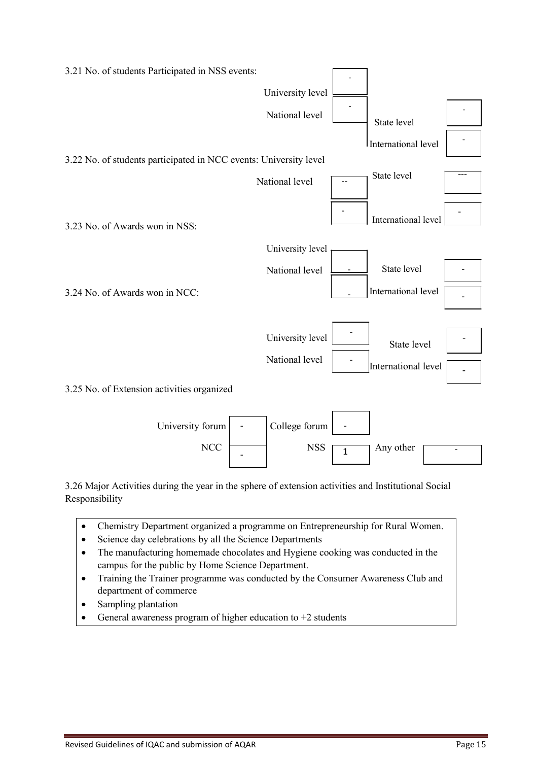3.21 No. of students Participated in NSS events:

| | | | |
|---|---|---|---|
| University level | - | State level | - |
| National level | - | International level | - |

3.22 No. of students participated in NCC events:

| | | | |
|---|---|---|---|
| University level | -- | State level | --- |
| National level | - | International level | - |

3.23 No. of Awards won in NSS:

| | | | |
|---|---|---|---|
| University level | - | State level | - |
| National level | - | International level | - |

3.24 No. of Awards won in NCC:

| | | | |
|---|---|---|---|
| University level | - | State level | - |
| National level | - | International level | - |

3.25 No. of Extension activities organized

| | | | | | |
|---|---|---|---|---|---|
| University forum | - | College forum | - | | |
| NCC | - | NSS | 1 | Any other | - |

3.26 Major Activities during the year in the sphere of extension activities and Institutional Social Responsibility

- Chemistry Department organized a programme on Entrepreneurship for Rural Women.
- Science day celebrations by all the Science Departments
- The manufacturing homemade chocolates and Hygiene cooking was conducted in the campus for the public by Home Science Department.
- Training the Trainer programme was conducted by the Consumer Awareness Club and department of commerce
- Sampling plantation
- General awareness program of higher education to +2 students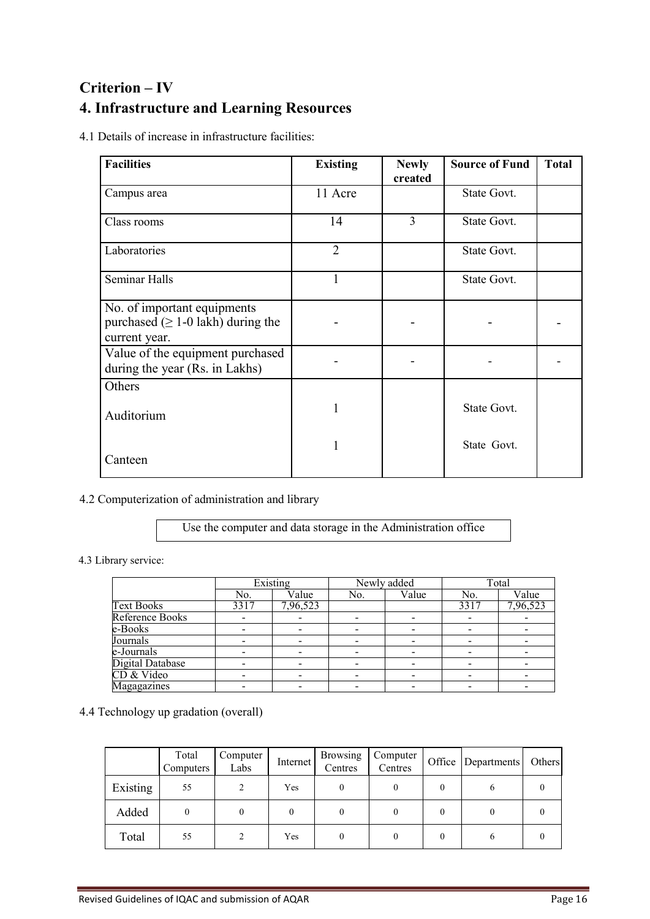## Criterion – IV

## 4. Infrastructure and Learning Resources

4.1 Details of increase in infrastructure facilities:

| Facilities | Existing | Newly created | Source of Fund | Total |
|---|---|---|---|---|
| Campus area | 11 Acre | | State Govt. | |
| Class rooms | 14 | 3 | State Govt. | |
| Laboratories | 2 | | State Govt. | |
| Seminar Halls | 1 | | State Govt. | |
| No. of important equipments purchased ($\geq$ 1-0 lakh) during the current year. | - | - | - | - |
| Value of the equipment purchased during the year (Rs. in Lakhs) | - | - | - | - |
| Others<br><br>Auditorium<br><br>Canteen | <br><br>1<br><br>1 | | <br><br>State Govt.<br><br>State Govt. | |

4.2 Computerization of administration and library

Use the computer and data storage in the Administration office

4.3 Library service:

| | Existing | | Newly added | | Total | |
|---|---|---|---|---|---|---|
| | No. | Value | No. | Value | No. | Value |
| Text Books | 3317 | 7,96,523 | | | 3317 | 7,96,523 |
| Reference Books | - | - | - | - | - | - |
| e-Books | - | - | - | - | - | - |
| Journals | - | - | - | - | - | - |
| e-Journals | - | - | - | - | - | - |
| Digital Database | - | - | - | - | - | - |
| CD & Video | - | - | - | - | - | - |
| Magagazines | - | - | - | - | - | - |

4.4 Technology up gradation (overall)

| | Total Computers | Computer Labs | Internet | Browsing Centres | Computer Centres | Office | Departments | Others |
|---|---|---|---|---|---|---|---|---|
| Existing | 55 | 2 | Yes | 0 | 0 | 0 | 6 | 0 |
| Added | 0 | 0 | 0 | 0 | 0 | 0 | 0 | 0 |
| Total | 55 | 2 | Yes | 0 | 0 | 0 | 6 | 0 |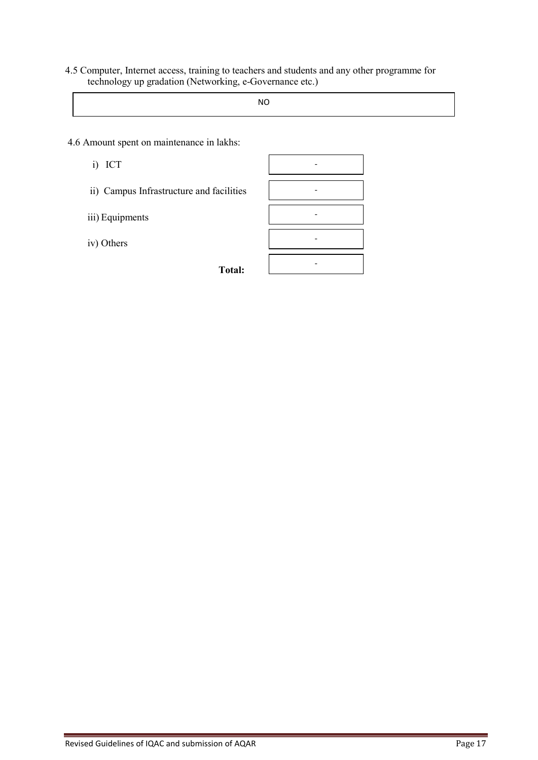4.5 Computer, Internet access, training to teachers and students and any other programme for technology up gradation (Networking, e-Governance etc.)

| NO |
|---|

4.6 Amount spent on maintenance in lakhs:

| | |
|---|---|
| i) ICT | - |
| ii) Campus Infrastructure and facilities | - |
| iii) Equipments | - |
| iv) Others | - |
| **Total:** | - |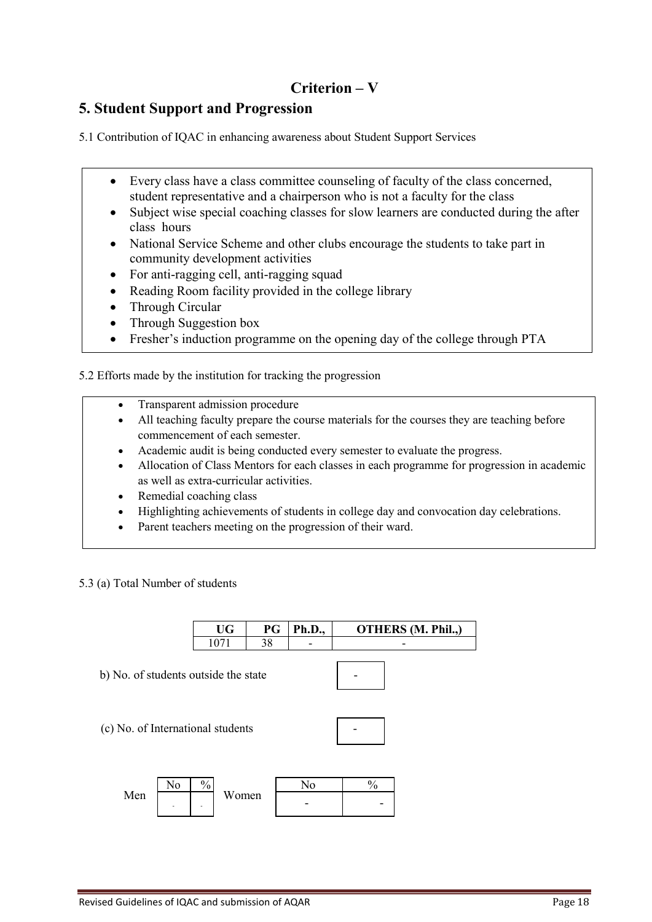# Criterion – V

## 5. Student Support and Progression

5.1 Contribution of IQAC in enhancing awareness about Student Support Services

- Every class have a class committee counseling of faculty of the class concerned, student representative and a chairperson who is not a faculty for the class
- Subject wise special coaching classes for slow learners are conducted during the after class hours
- National Service Scheme and other clubs encourage the students to take part in community development activities
- For anti-ragging cell, anti-ragging squad
- Reading Room facility provided in the college library
- Through Circular
- Through Suggestion box
- Fresher's induction programme on the opening day of the college through PTA

5.2 Efforts made by the institution for tracking the progression

- Transparent admission procedure
- All teaching faculty prepare the course materials for the courses they are teaching before commencement of each semester.
- Academic audit is being conducted every semester to evaluate the progress.
- Allocation of Class Mentors for each classes in each programme for progression in academic as well as extra-curricular activities.
- Remedial coaching class
- Highlighting achievements of students in college day and convocation day celebrations.
- Parent teachers meeting on the progression of their ward.

5.3 (a) Total Number of students

| UG | PG | Ph.D., | OTHERS (M. Phil.,) |
|---|---|---|---|
| 1071 | 38 | - | - |

b) No. of students outside the state: -

(c) No. of International students: -

| | No | % | | No | % |
|---|---|---|---|---|---|
| Men | - | - | Women | - | - |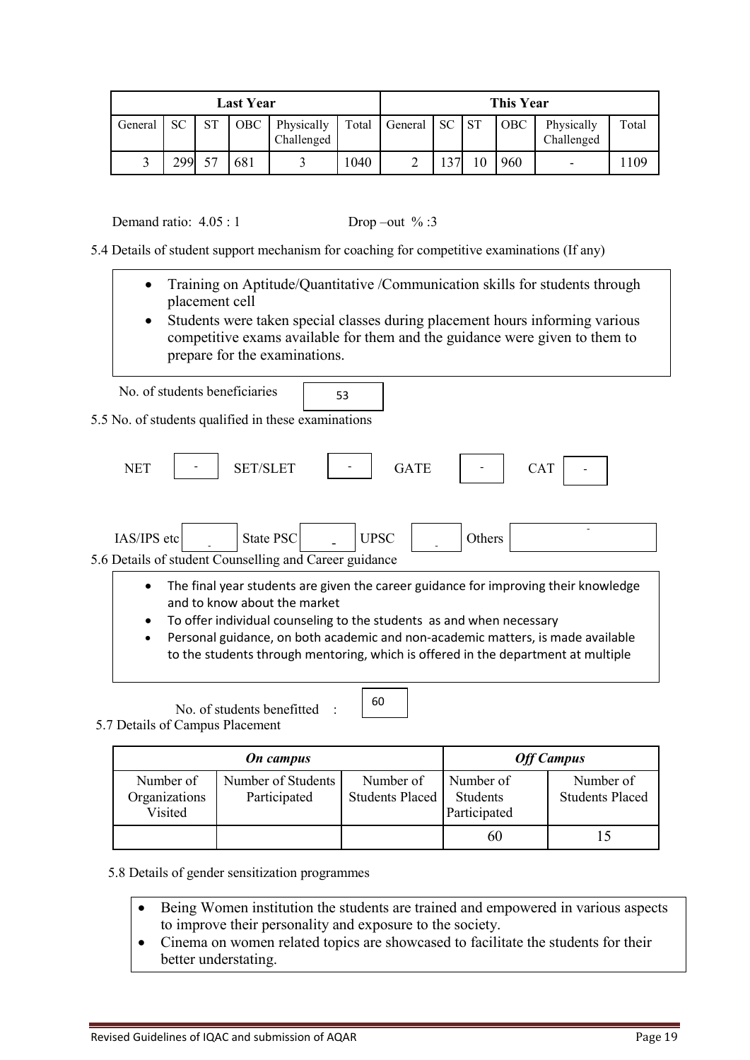| Last Year | | | | | | This Year | | | | | |
|---|---|---|---|---|---|---|---|---|---|---|---|
| General | SC | ST | OBC | Physically Challenged | Total | General | SC | ST | OBC | Physically Challenged | Total |
| 3 | 299 | 57 | 681 | 3 | 1040 | 2 | 137 | 10 | 960 | - | 1109 |

Demand ratio: 4.05 : 1 Drop –out % :3

5.4 Details of student support mechanism for coaching for competitive examinations (If any)

- Training on Aptitude/Quantitative /Communication skills for students through placement cell
- Students were taken special classes during placement hours informing various competitive exams available for them and the guidance were given to them to prepare for the examinations.

No. of students beneficiaries: 53

5.5 No. of students qualified in these examinations

NET: - SET/SLET: - GATE: - CAT: -

IAS/IPS etc: - State PSC: - UPSC: - Others: -

5.6 Details of student Counselling and Career guidance

- The final year students are given the career guidance for improving their knowledge and to know about the market
- To offer individual counseling to the students as and when necessary
- Personal guidance, on both academic and non-academic matters, is made available to the students through mentoring, which is offered in the department at multiple

No. of students benefitted : 60

5.7 Details of Campus Placement

| *On campus* | | | *Off Campus* | |
|---|---|---|---|---|
| Number of Organizations Visited | Number of Students Participated | Number of Students Placed | Number of Students Participated | Number of Students Placed |
| | | | 60 | 15 |

5.8 Details of gender sensitization programmes

- Being Women institution the students are trained and empowered in various aspects to improve their personality and exposure to the society.
- Cinema on women related topics are showcased to facilitate the students for their better understating.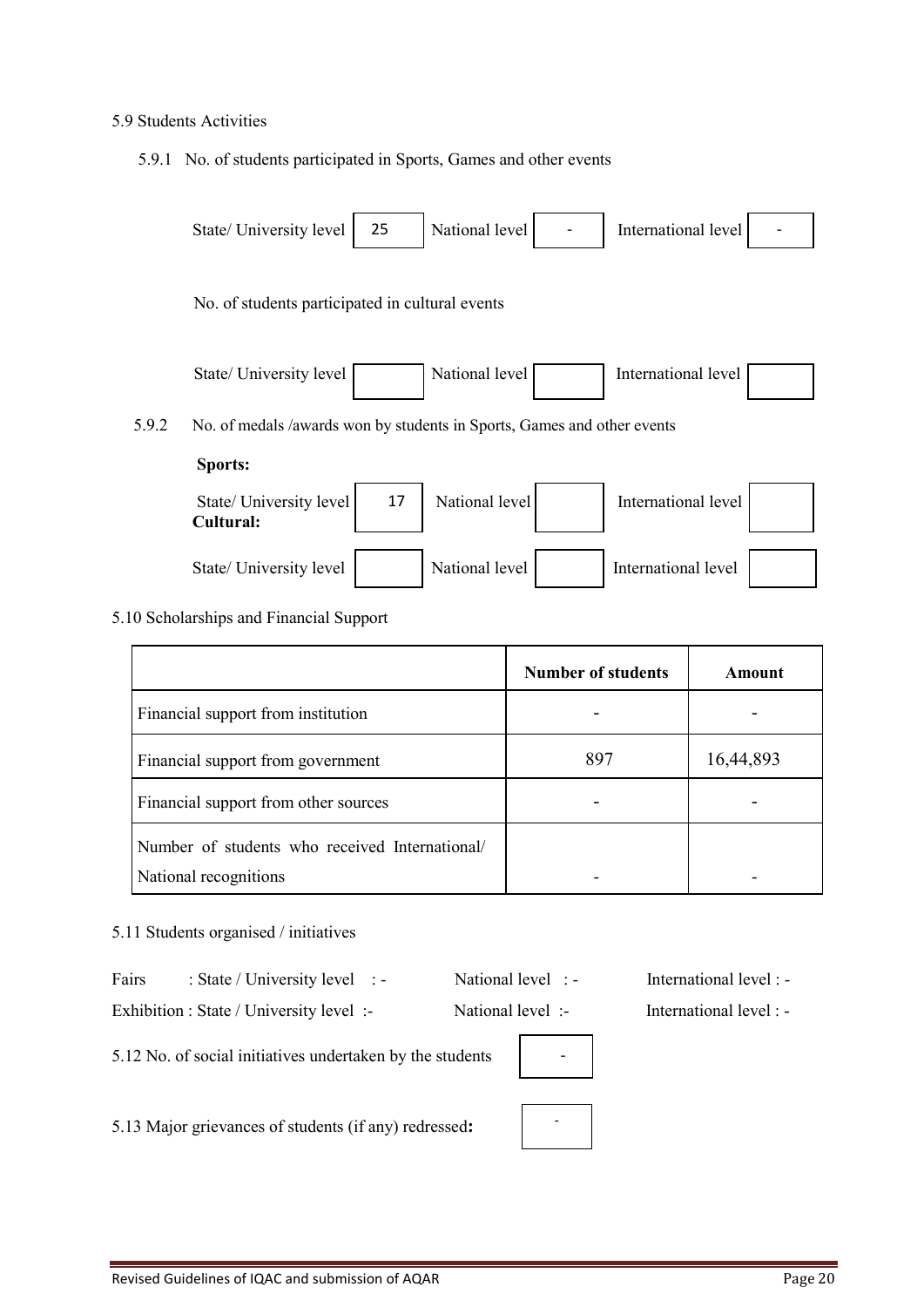5.9 Students Activities

5.9.1 No. of students participated in Sports, Games and other events

| State/ University level | 25 | National level | - | International level | - |
|---|---|---|---|---|---|

No. of students participated in cultural events

| State/ University level | | National level | | International level | |
|---|---|---|---|---|---|

5.9.2 No. of medals /awards won by students in Sports, Games and other events

**Sports:**

| State/ University level | 17 | National level | | International level | |
|---|---|---|---|---|---|

**Cultural:**

| State/ University level | | National level | | International level | |
|---|---|---|---|---|---|

5.10 Scholarships and Financial Support

| | Number of students | Amount |
|---|---|---|
| Financial support from institution | - | - |
| Financial support from government | 897 | 16,44,893 |
| Financial support from other sources | - | - |
| Number of students who received International/ National recognitions | - | - |

5.11 Students organised / initiatives

Fairs : State / University level : - National level : - International level : -

Exhibition : State / University level :- National level :- International level : -

5.12 No. of social initiatives undertaken by the students -

5.13 Major grievances of students (if any) redressed**:** -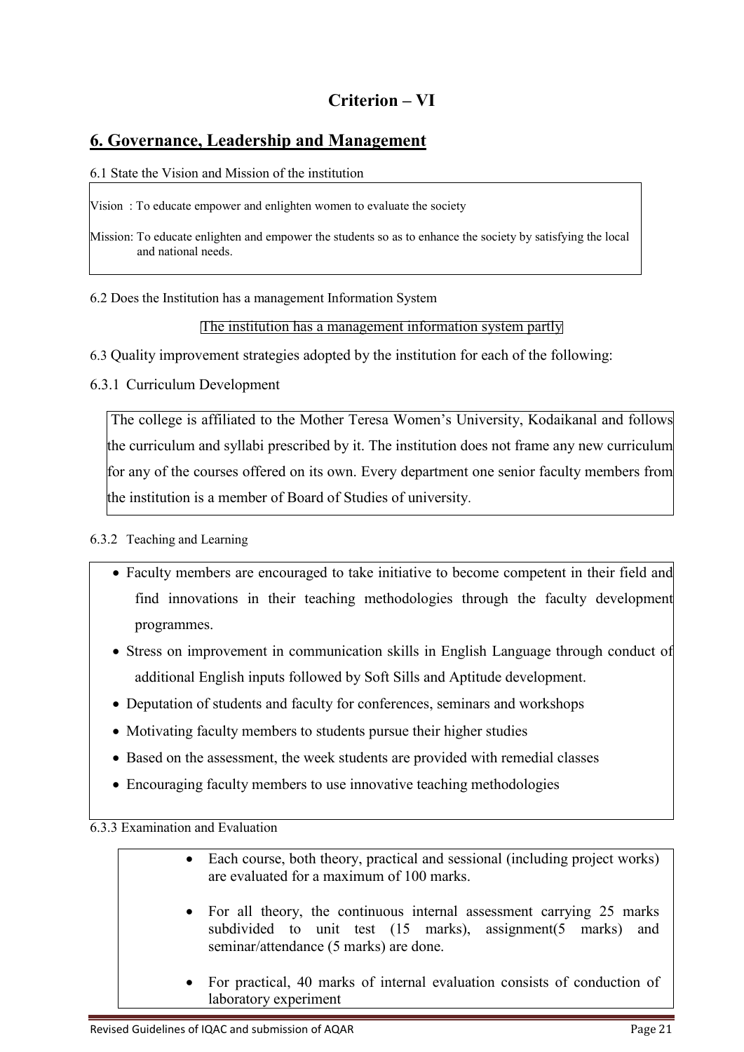# Criterion – VI

## 6. Governance, Leadership and Management

6.1 State the Vision and Mission of the institution

Vision : To educate empower and enlighten women to evaluate the society

Mission: To educate enlighten and empower the students so as to enhance the society by satisfying the local and national needs.

6.2 Does the Institution has a management Information System

The institution has a management information system partly

6.3 Quality improvement strategies adopted by the institution for each of the following:

6.3.1 Curriculum Development

The college is affiliated to the Mother Teresa Women's University, Kodaikanal and follows the curriculum and syllabi prescribed by it. The institution does not frame any new curriculum for any of the courses offered on its own. Every department one senior faculty members from the institution is a member of Board of Studies of university.

6.3.2 Teaching and Learning

- Faculty members are encouraged to take initiative to become competent in their field and find innovations in their teaching methodologies through the faculty development programmes.
- Stress on improvement in communication skills in English Language through conduct of additional English inputs followed by Soft Sills and Aptitude development.
- Deputation of students and faculty for conferences, seminars and workshops
- Motivating faculty members to students pursue their higher studies
- Based on the assessment, the week students are provided with remedial classes
- Encouraging faculty members to use innovative teaching methodologies

6.3.3 Examination and Evaluation

- Each course, both theory, practical and sessional (including project works) are evaluated for a maximum of 100 marks.
- For all theory, the continuous internal assessment carrying 25 marks subdivided to unit test (15 marks), assignment(5 marks) and seminar/attendance (5 marks) are done.
- For practical, 40 marks of internal evaluation consists of conduction of laboratory experiment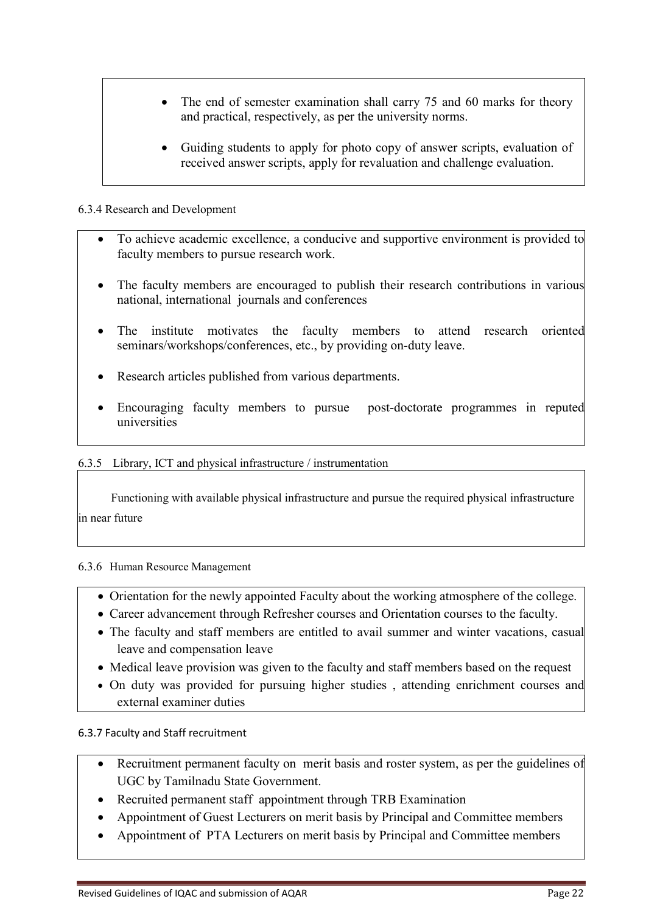- The end of semester examination shall carry 75 and 60 marks for theory and practical, respectively, as per the university norms.
- Guiding students to apply for photo copy of answer scripts, evaluation of received answer scripts, apply for revaluation and challenge evaluation.

6.3.4 Research and Development

- To achieve academic excellence, a conducive and supportive environment is provided to faculty members to pursue research work.
- The faculty members are encouraged to publish their research contributions in various national, international journals and conferences
- The institute motivates the faculty members to attend research oriented seminars/workshops/conferences, etc., by providing on-duty leave.
- Research articles published from various departments.
- Encouraging faculty members to pursue post-doctorate programmes in reputed universities

6.3.5 Library, ICT and physical infrastructure / instrumentation

Functioning with available physical infrastructure and pursue the required physical infrastructure in near future

6.3.6 Human Resource Management

- Orientation for the newly appointed Faculty about the working atmosphere of the college.
- Career advancement through Refresher courses and Orientation courses to the faculty.
- The faculty and staff members are entitled to avail summer and winter vacations, casual leave and compensation leave
- Medical leave provision was given to the faculty and staff members based on the request
- On duty was provided for pursuing higher studies , attending enrichment courses and external examiner duties

6.3.7 Faculty and Staff recruitment

- Recruitment permanent faculty on merit basis and roster system, as per the guidelines of UGC by Tamilnadu State Government.
- Recruited permanent staff appointment through TRB Examination
- Appointment of Guest Lecturers on merit basis by Principal and Committee members
- Appointment of PTA Lecturers on merit basis by Principal and Committee members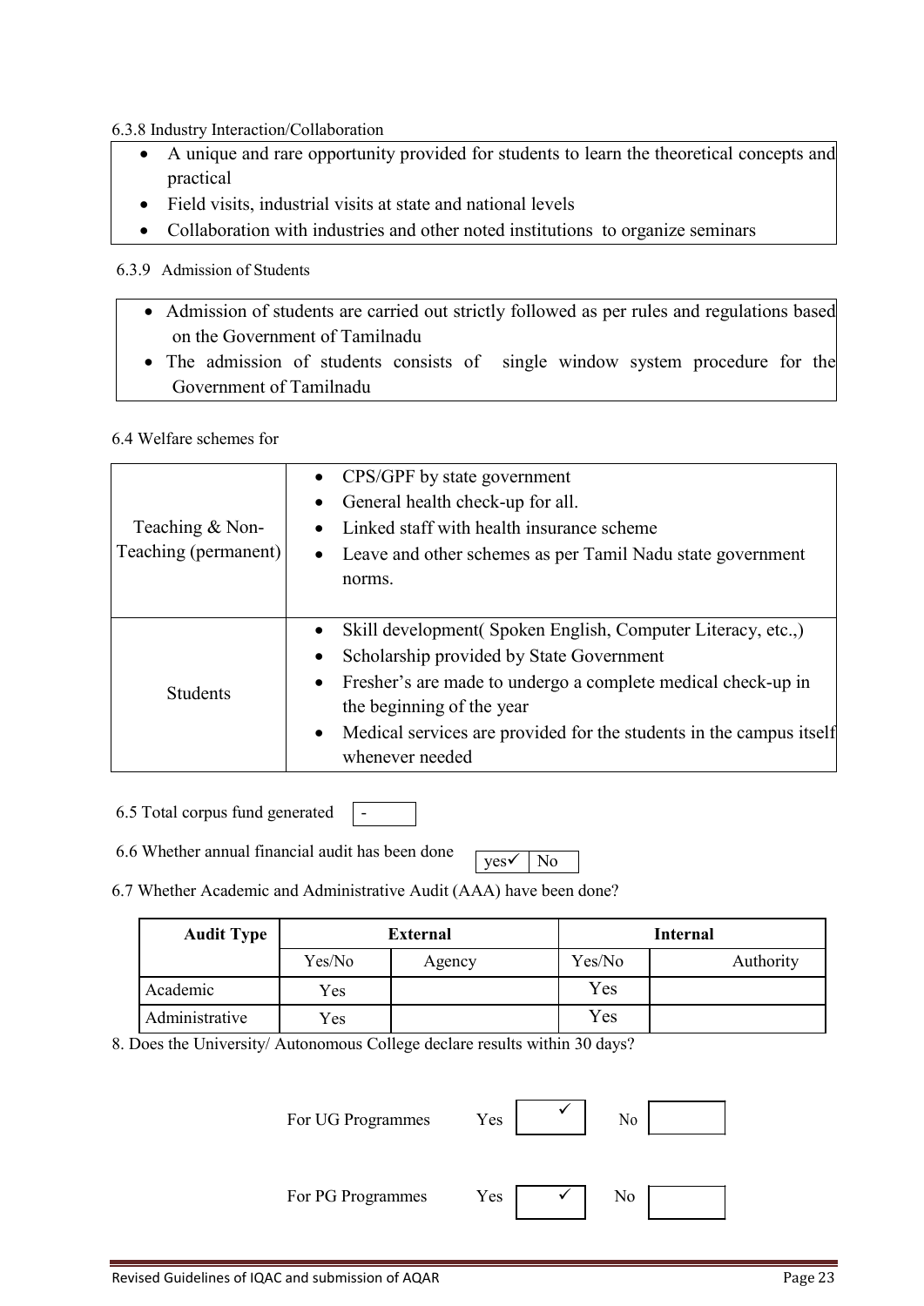6.3.8 Industry Interaction/Collaboration

- A unique and rare opportunity provided for students to learn the theoretical concepts and practical
- Field visits, industrial visits at state and national levels
- Collaboration with industries and other noted institutions to organize seminars

6.3.9 Admission of Students

- Admission of students are carried out strictly followed as per rules and regulations based on the Government of Tamilnadu
- The admission of students consists of single window system procedure for the Government of Tamilnadu

6.4 Welfare schemes for

| | |
|---|---|
| Teaching & Non-Teaching (permanent) | • CPS/GPF by state government<br>• General health check-up for all.<br>• Linked staff with health insurance scheme<br>• Leave and other schemes as per Tamil Nadu state government norms. |
| Students | • Skill development( Spoken English, Computer Literacy, etc.,)<br>• Scholarship provided by State Government<br>• Fresher's are made to undergo a complete medical check-up in the beginning of the year<br>• Medical services are provided for the students in the campus itself whenever needed |

6.5 Total corpus fund generated: -

6.6 Whether annual financial audit has been done: yes✓ | No

6.7 Whether Academic and Administrative Audit (AAA) have been done?

| Audit Type | External | | Internal | |
|---|---|---|---|---|
| | Yes/No | Agency | Yes/No | Authority |
| Academic | Yes | | Yes | |
| Administrative | Yes | | Yes | |

8. Does the University/ Autonomous College declare results within 30 days?

For UG Programmes: Yes ✓ No

For PG Programmes: Yes ✓ No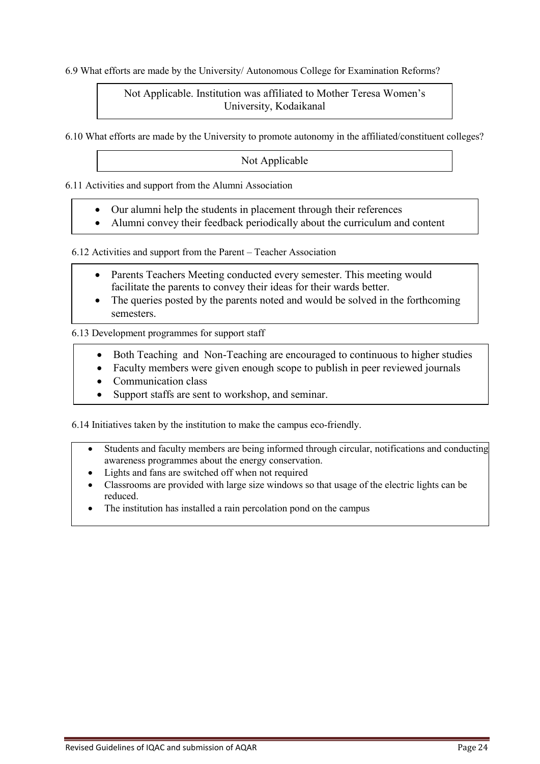6.9 What efforts are made by the University/ Autonomous College for Examination Reforms?

Not Applicable. Institution was affiliated to Mother Teresa Women's University, Kodaikanal

6.10 What efforts are made by the University to promote autonomy in the affiliated/constituent colleges?

Not Applicable

6.11 Activities and support from the Alumni Association

- Our alumni help the students in placement through their references
- Alumni convey their feedback periodically about the curriculum and content

6.12 Activities and support from the Parent – Teacher Association

- Parents Teachers Meeting conducted every semester. This meeting would facilitate the parents to convey their ideas for their wards better.
- The queries posted by the parents noted and would be solved in the forthcoming semesters.

6.13 Development programmes for support staff

- Both Teaching and Non-Teaching are encouraged to continuous to higher studies
- Faculty members were given enough scope to publish in peer reviewed journals
- Communication class
- Support staffs are sent to workshop, and seminar.

6.14 Initiatives taken by the institution to make the campus eco-friendly.

- Students and faculty members are being informed through circular, notifications and conducting awareness programmes about the energy conservation.
- Lights and fans are switched off when not required
- Classrooms are provided with large size windows so that usage of the electric lights can be reduced.
- The institution has installed a rain percolation pond on the campus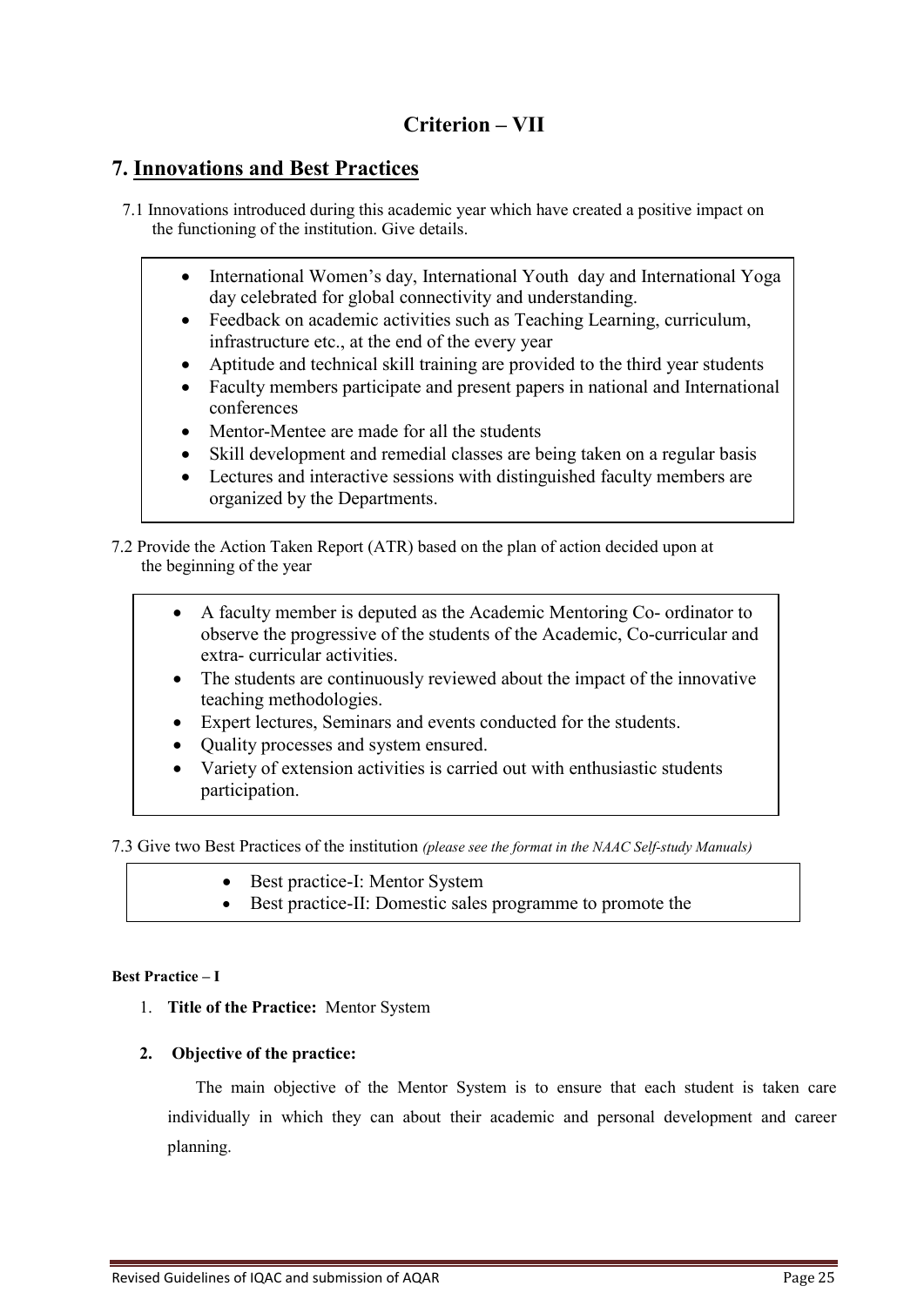# Criterion – VII

## 7. Innovations and Best Practices

7.1 Innovations introduced during this academic year which have created a positive impact on the functioning of the institution. Give details.

- International Women's day, International Youth day and International Yoga day celebrated for global connectivity and understanding.
- Feedback on academic activities such as Teaching Learning, curriculum, infrastructure etc., at the end of the every year
- Aptitude and technical skill training are provided to the third year students
- Faculty members participate and present papers in national and International conferences
- Mentor-Mentee are made for all the students
- Skill development and remedial classes are being taken on a regular basis
- Lectures and interactive sessions with distinguished faculty members are organized by the Departments.

7.2 Provide the Action Taken Report (ATR) based on the plan of action decided upon at the beginning of the year

- A faculty member is deputed as the Academic Mentoring Co- ordinator to observe the progressive of the students of the Academic, Co-curricular and extra- curricular activities.
- The students are continuously reviewed about the impact of the innovative teaching methodologies.
- Expert lectures, Seminars and events conducted for the students.
- Quality processes and system ensured.
- Variety of extension activities is carried out with enthusiastic students participation.

7.3 Give two Best Practices of the institution *(please see the format in the NAAC Self-study Manuals)*

- Best practice-I: Mentor System
- Best practice-II: Domestic sales programme to promote the

**Best Practice – I**

1. **Title of the Practice:** Mentor System

2. **Objective of the practice:**

The main objective of the Mentor System is to ensure that each student is taken care individually in which they can about their academic and personal development and career planning.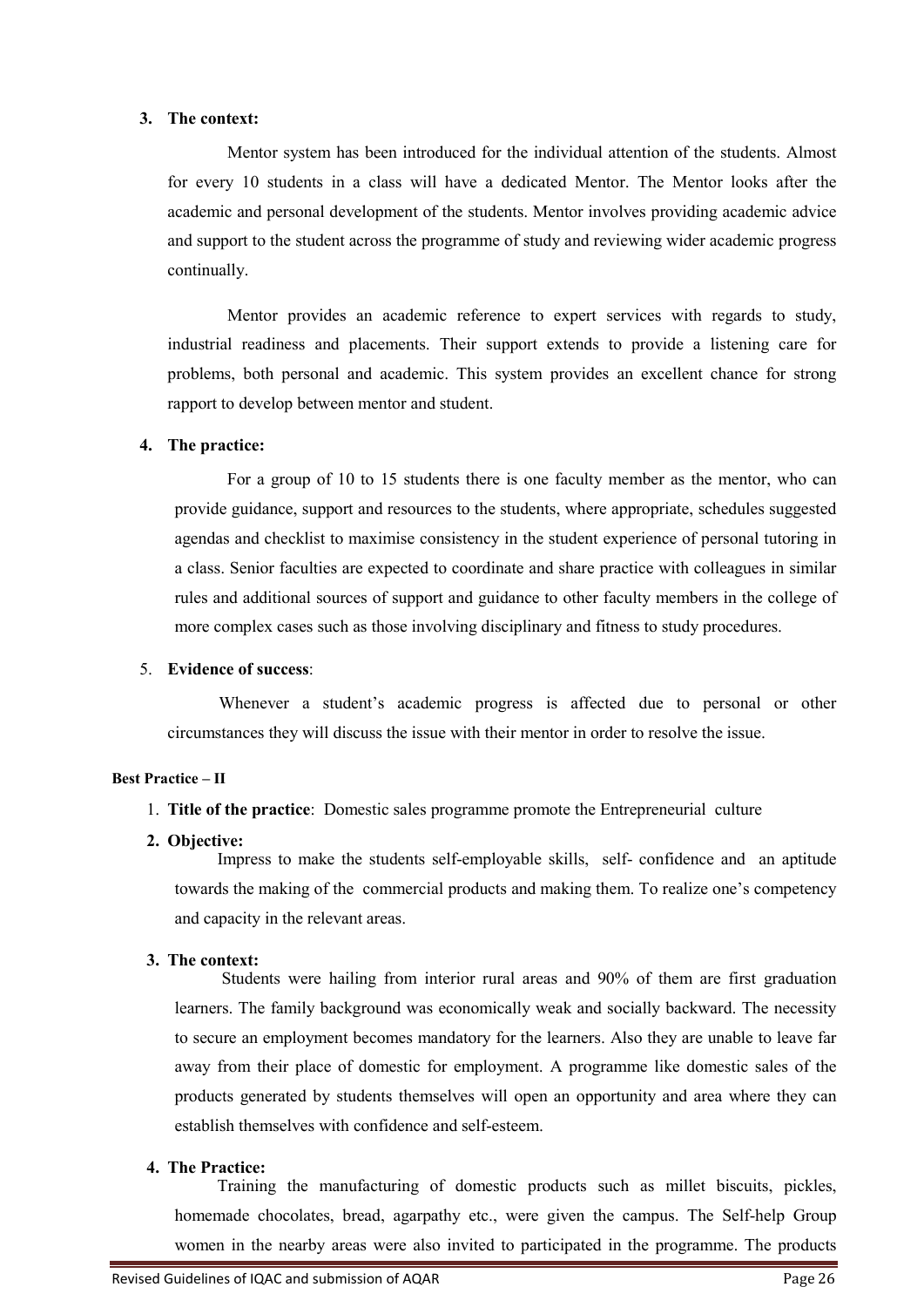**3. The context:**

Mentor system has been introduced for the individual attention of the students. Almost for every 10 students in a class will have a dedicated Mentor. The Mentor looks after the academic and personal development of the students. Mentor involves providing academic advice and support to the student across the programme of study and reviewing wider academic progress continually.

Mentor provides an academic reference to expert services with regards to study, industrial readiness and placements. Their support extends to provide a listening care for problems, both personal and academic. This system provides an excellent chance for strong rapport to develop between mentor and student.

**4. The practice:**

For a group of 10 to 15 students there is one faculty member as the mentor, who can provide guidance, support and resources to the students, where appropriate, schedules suggested agendas and checklist to maximise consistency in the student experience of personal tutoring in a class. Senior faculties are expected to coordinate and share practice with colleagues in similar rules and additional sources of support and guidance to other faculty members in the college of more complex cases such as those involving disciplinary and fitness to study procedures.

5. **Evidence of success**:

Whenever a student's academic progress is affected due to personal or other circumstances they will discuss the issue with their mentor in order to resolve the issue.

**Best Practice – II**

1. **Title of the practice**: Domestic sales programme promote the Entrepreneurial culture

**2. Objective:**

Impress to make the students self-employable skills, self- confidence and an aptitude towards the making of the commercial products and making them. To realize one's competency and capacity in the relevant areas.

**3. The context:**

Students were hailing from interior rural areas and 90% of them are first graduation learners. The family background was economically weak and socially backward. The necessity to secure an employment becomes mandatory for the learners. Also they are unable to leave far away from their place of domestic for employment. A programme like domestic sales of the products generated by students themselves will open an opportunity and area where they can establish themselves with confidence and self-esteem.

**4. The Practice:**

Training the manufacturing of domestic products such as millet biscuits, pickles, homemade chocolates, bread, agarpathy etc., were given the campus. The Self-help Group women in the nearby areas were also invited to participated in the programme. The products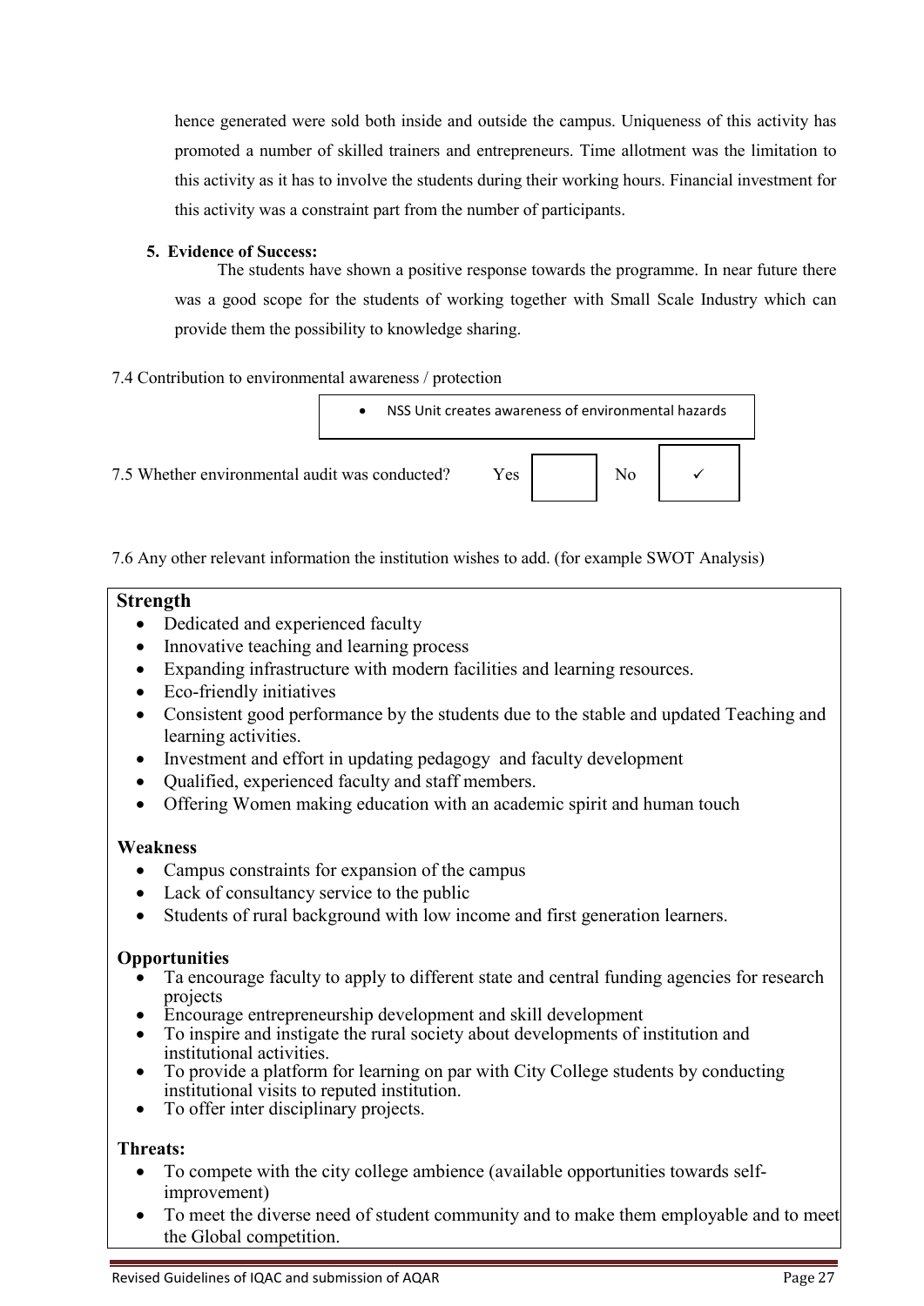hence generated were sold both inside and outside the campus. Uniqueness of this activity has promoted a number of skilled trainers and entrepreneurs. Time allotment was the limitation to this activity as it has to involve the students during their working hours. Financial investment for this activity was a constraint part from the number of participants.

**5. Evidence of Success:**

The students have shown a positive response towards the programme. In near future there was a good scope for the students of working together with Small Scale Industry which can provide them the possibility to knowledge sharing.

7.4 Contribution to environmental awareness / protection

- NSS Unit creates awareness of environmental hazards

7.5 Whether environmental audit was conducted? Yes [ ] No [✓]

7.6 Any other relevant information the institution wishes to add. (for example SWOT Analysis)

**Strength**

- Dedicated and experienced faculty
- Innovative teaching and learning process
- Expanding infrastructure with modern facilities and learning resources.
- Eco-friendly initiatives
- Consistent good performance by the students due to the stable and updated Teaching and learning activities.
- Investment and effort in updating pedagogy and faculty development
- Qualified, experienced faculty and staff members.
- Offering Women making education with an academic spirit and human touch

**Weakness**

- Campus constraints for expansion of the campus
- Lack of consultancy service to the public
- Students of rural background with low income and first generation learners.

**Opportunities**

- Ta encourage faculty to apply to different state and central funding agencies for research projects
- Encourage entrepreneurship development and skill development
- To inspire and instigate the rural society about developments of institution and institutional activities.
- To provide a platform for learning on par with City College students by conducting institutional visits to reputed institution.
- To offer inter disciplinary projects.

**Threats:**

- To compete with the city college ambience (available opportunities towards self-improvement)
- To meet the diverse need of student community and to make them employable and to meet the Global competition.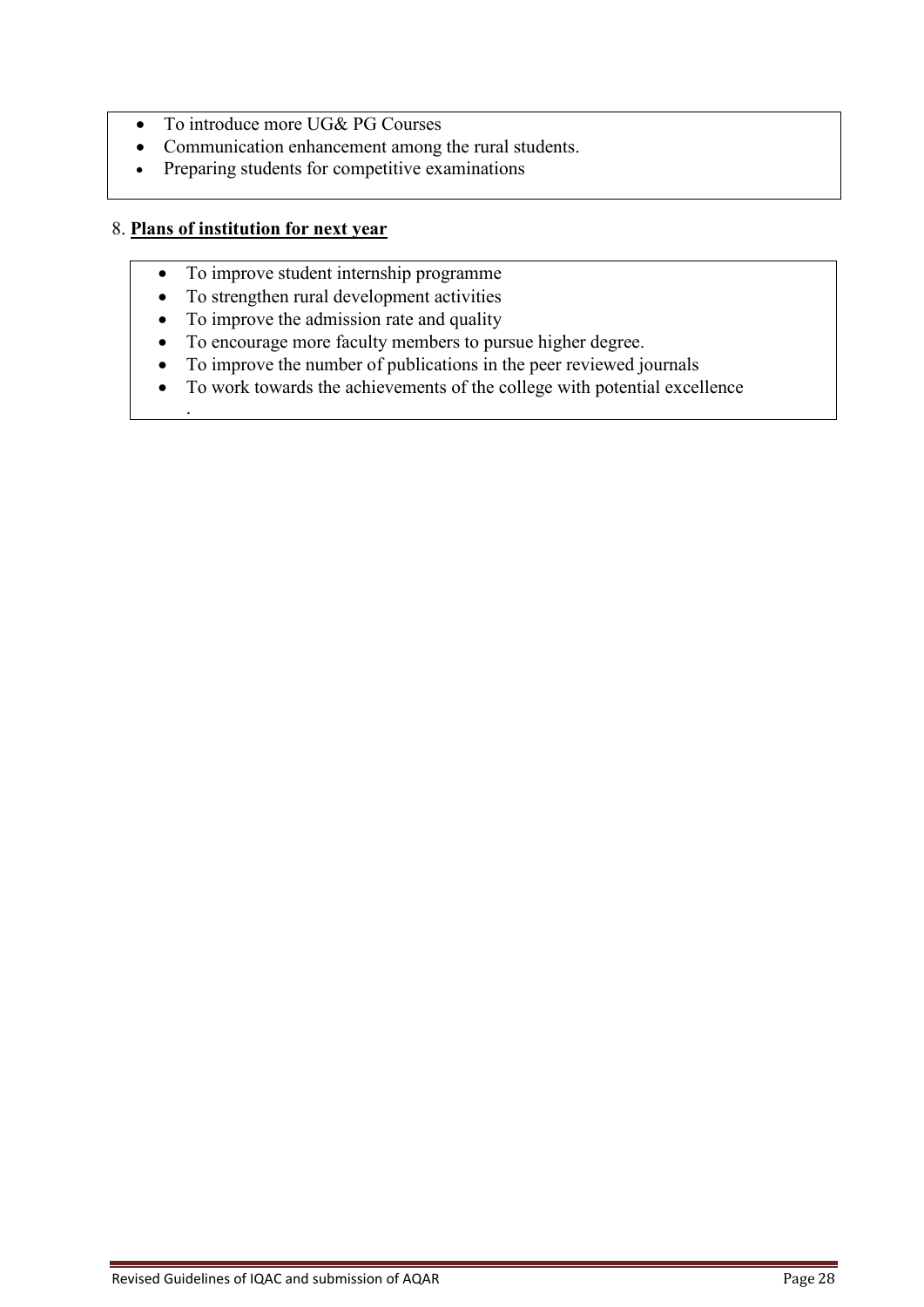- To introduce more UG& PG Courses
- Communication enhancement among the rural students.
- Preparing students for competitive examinations

8. **Plans of institution for next year**

- To improve student internship programme
- To strengthen rural development activities
- To improve the admission rate and quality
- To encourage more faculty members to pursue higher degree.
- To improve the number of publications in the peer reviewed journals
- To work towards the achievements of the college with potential excellence

.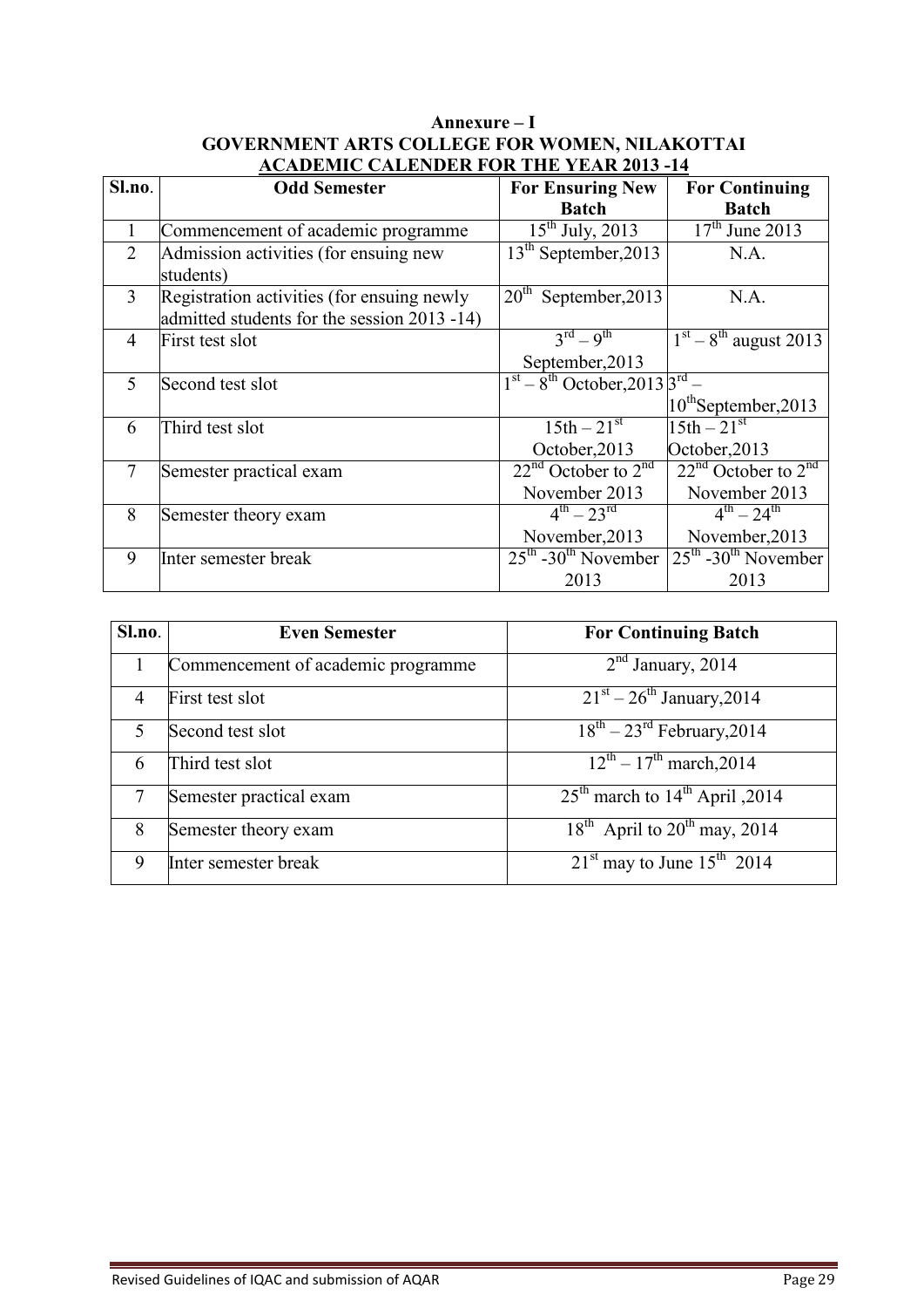**Annexure – I**

**GOVERNMENT ARTS COLLEGE FOR WOMEN, NILAKOTTAI**

**ACADEMIC CALENDER FOR THE YEAR 2013 -14**

| Sl.no. | Odd Semester | For Ensuring New Batch | For Continuing Batch |
|---|---|---|---|
| 1 | Commencement of academic programme | 15th July, 2013 | 17th June 2013 |
| 2 | Admission activities (for ensuing new students) | 13th September,2013 | N.A. |
| 3 | Registration activities (for ensuing newly admitted students for the session 2013 -14) | 20th September,2013 | N.A. |
| 4 | First test slot | 3rd – 9th September,2013 | 1st – 8th august 2013 |
| 5 | Second test slot | 1st – 8th October,2013 | 3rd – 10thSeptember,2013 |
| 6 | Third test slot | 15th – 21st October,2013 | 15th – 21st October,2013 |
| 7 | Semester practical exam | 22nd October to 2nd November 2013 | 22nd October to 2nd November 2013 |
| 8 | Semester theory exam | 4th – 23rd November,2013 | 4th – 24th November,2013 |
| 9 | Inter semester break | 25th -30th November 2013 | 25th -30th November 2013 |

| Sl.no. | Even Semester | For Continuing Batch |
|---|---|---|
| 1 | Commencement of academic programme | 2nd January, 2014 |
| 4 | First test slot | 21st – 26th January,2014 |
| 5 | Second test slot | 18th – 23rd February,2014 |
| 6 | Third test slot | 12th – 17th march,2014 |
| 7 | Semester practical exam | 25th march to 14th April ,2014 |
| 8 | Semester theory exam | 18th April to 20th may, 2014 |
| 9 | Inter semester break | 21st may to June 15th 2014 |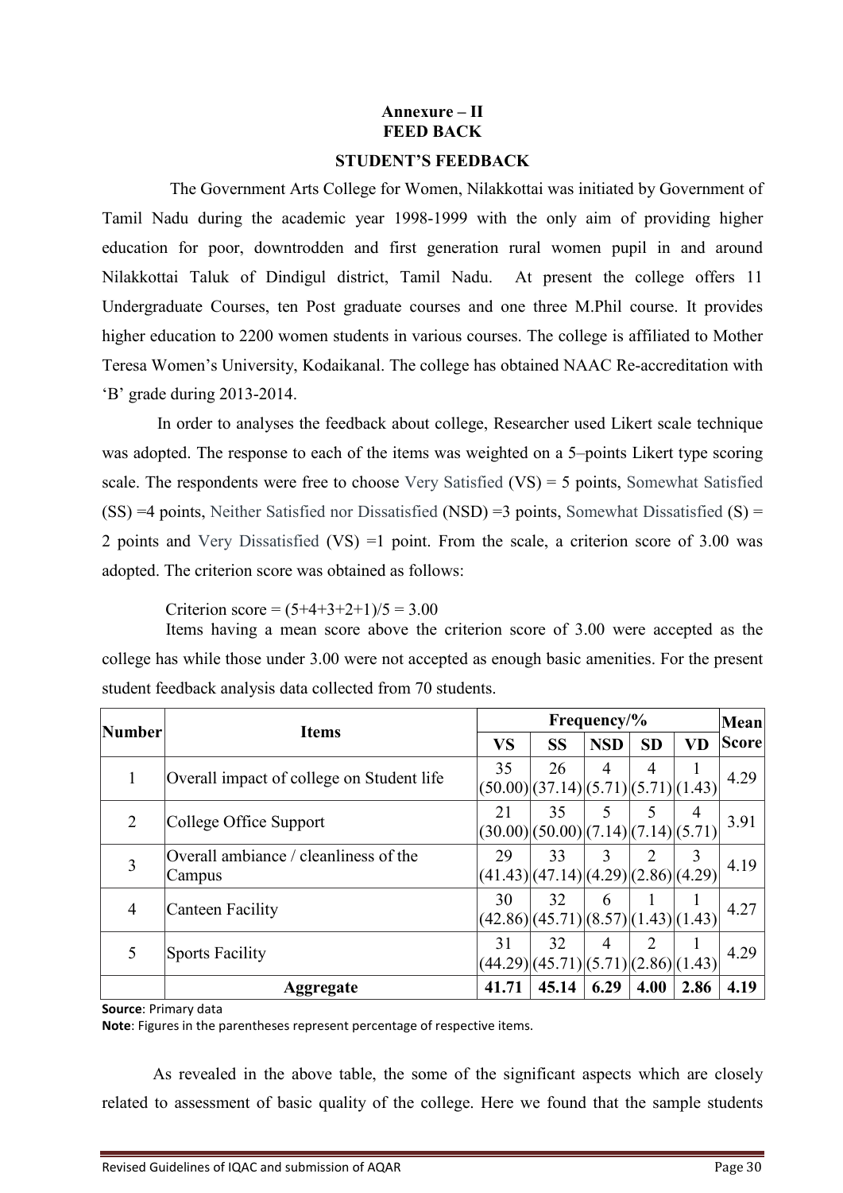# Annexure – II

# FEED BACK

## STUDENT'S FEEDBACK

The Government Arts College for Women, Nilakkottai was initiated by Government of Tamil Nadu during the academic year 1998-1999 with the only aim of providing higher education for poor, downtrodden and first generation rural women pupil in and around Nilakkottai Taluk of Dindigul district, Tamil Nadu. At present the college offers 11 Undergraduate Courses, ten Post graduate courses and one three M.Phil course. It provides higher education to 2200 women students in various courses. The college is affiliated to Mother Teresa Women's University, Kodaikanal. The college has obtained NAAC Re-accreditation with 'B' grade during 2013-2014.

In order to analyses the feedback about college, Researcher used Likert scale technique was adopted. The response to each of the items was weighted on a 5–points Likert type scoring scale. The respondents were free to choose Very Satisfied (VS) = 5 points, Somewhat Satisfied (SS) =4 points, Neither Satisfied nor Dissatisfied (NSD) =3 points, Somewhat Dissatisfied (S) = 2 points and Very Dissatisfied (VS) =1 point. From the scale, a criterion score of 3.00 was adopted. The criterion score was obtained as follows:

Criterion score = (5+4+3+2+1)/5 = 3.00

Items having a mean score above the criterion score of 3.00 were accepted as the college has while those under 3.00 were not accepted as enough basic amenities. For the present student feedback analysis data collected from 70 students.

| Number | Items | Frequency/% | | | | | Mean Score |
|---|---|---|---|---|---|---|---|
| | | VS | SS | NSD | SD | VD | |
| 1 | Overall impact of college on Student life | 35 (50.00) | 26 (37.14) | 4 (5.71) | 4 (5.71) | 1 (1.43) | 4.29 |
| 2 | College Office Support | 21 (30.00) | 35 (50.00) | 5 (7.14) | 5 (7.14) | 4 (5.71) | 3.91 |
| 3 | Overall ambiance / cleanliness of the Campus | 29 (41.43) | 33 (47.14) | 3 (4.29) | 2 (2.86) | 3 (4.29) | 4.19 |
| 4 | Canteen Facility | 30 (42.86) | 32 (45.71) | 6 (8.57) | 1 (1.43) | 1 (1.43) | 4.27 |
| 5 | Sports Facility | 31 (44.29) | 32 (45.71) | 4 (5.71) | 2 (2.86) | 1 (1.43) | 4.29 |
| | **Aggregate** | **41.71** | **45.14** | **6.29** | **4.00** | **2.86** | **4.19** |

**Source**: Primary data

**Note**: Figures in the parentheses represent percentage of respective items.

As revealed in the above table, the some of the significant aspects which are closely related to assessment of basic quality of the college. Here we found that the sample students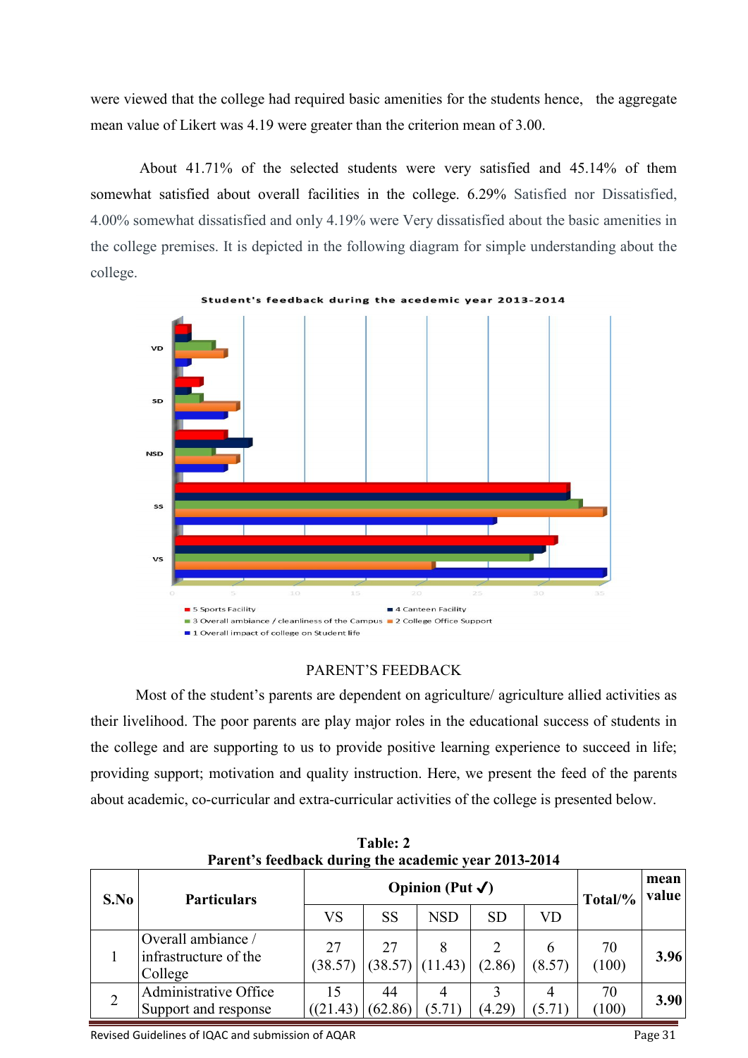were viewed that the college had required basic amenities for the students hence, the aggregate mean value of Likert was 4.19 were greater than the criterion mean of 3.00.

About 41.71% of the selected students were very satisfied and 45.14% of them somewhat satisfied about overall facilities in the college. 6.29% Satisfied nor Dissatisfied, 4.00% somewhat dissatisfied and only 4.19% were Very dissatisfied about the basic amenities in the college premises. It is depicted in the following diagram for simple understanding about the college.

Student's feedback during the acedemic year 2013-2014

## PARENT'S FEEDBACK

Most of the student's parents are dependent on agriculture/ agriculture allied activities as their livelihood. The poor parents are play major roles in the educational success of students in the college and are supporting to us to provide positive learning experience to succeed in life; providing support; motivation and quality instruction. Here, we present the feed of the parents about academic, co-curricular and extra-curricular activities of the college is presented below.

**Table: 2**
**Parent's feedback during the academic year 2013-2014**

| S.No | Particulars | Opinion (Put ✓) | | | | | Total/% | mean value |
|---|---|---|---|---|---|---|---|---|
| | | VS | SS | NSD | SD | VD | | |
| 1 | Overall ambiance / infrastructure of the College | 27 (38.57) | 27 (38.57) | 8 (11.43) | 2 (2.86) | 6 (8.57) | 70 (100) | **3.96** |
| 2 | Administrative Office Support and response | 15 ((21.43) | 44 (62.86) | 4 (5.71) | 3 (4.29) | 4 (5.71) | 70 (100) | **3.90** |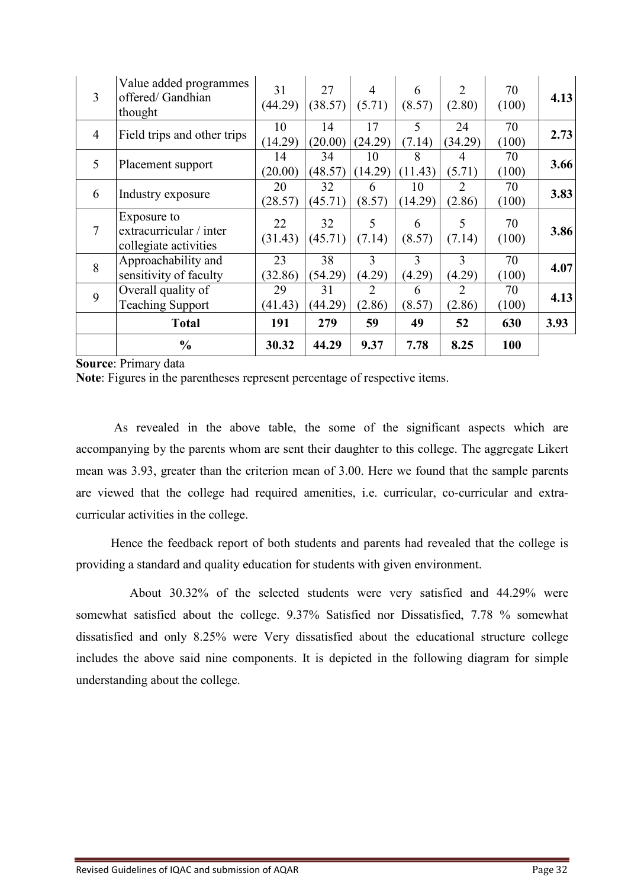| | | | | | | | | |
|---|---|---|---|---|---|---|---|---|
| 3 | Value added programmes offered/ Gandhian thought | 31 (44.29) | 27 (38.57) | 4 (5.71) | 6 (8.57) | 2 (2.80) | 70 (100) | **4.13** |
| 4 | Field trips and other trips | 10 (14.29) | 14 (20.00) | 17 (24.29) | 5 (7.14) | 24 (34.29) | 70 (100) | **2.73** |
| 5 | Placement support | 14 (20.00) | 34 (48.57) | 10 (14.29) | 8 (11.43) | 4 (5.71) | 70 (100) | **3.66** |
| 6 | Industry exposure | 20 (28.57) | 32 (45.71) | 6 (8.57) | 10 (14.29) | 2 (2.86) | 70 (100) | **3.83** |
| 7 | Exposure to extracurricular / inter collegiate activities | 22 (31.43) | 32 (45.71) | 5 (7.14) | 6 (8.57) | 5 (7.14) | 70 (100) | **3.86** |
| 8 | Approachability and sensitivity of faculty | 23 (32.86) | 38 (54.29) | 3 (4.29) | 3 (4.29) | 3 (4.29) | 70 (100) | **4.07** |
| 9 | Overall quality of Teaching Support | 29 (41.43) | 31 (44.29) | 2 (2.86) | 6 (8.57) | 2 (2.86) | 70 (100) | **4.13** |
| | **Total** | **191** | **279** | **59** | **49** | **52** | **630** | **3.93** |
| | **%** | **30.32** | **44.29** | **9.37** | **7.78** | **8.25** | **100** | |

**Source**: Primary data

**Note**: Figures in the parentheses represent percentage of respective items.

As revealed in the above table, the some of the significant aspects which are accompanying by the parents whom are sent their daughter to this college. The aggregate Likert mean was 3.93, greater than the criterion mean of 3.00. Here we found that the sample parents are viewed that the college had required amenities, i.e. curricular, co-curricular and extra-curricular activities in the college.

Hence the feedback report of both students and parents had revealed that the college is providing a standard and quality education for students with given environment.

About 30.32% of the selected students were very satisfied and 44.29% were somewhat satisfied about the college. 9.37% Satisfied nor Dissatisfied, 7.78 % somewhat dissatisfied and only 8.25% were Very dissatisfied about the educational structure college includes the above said nine components. It is depicted in the following diagram for simple understanding about the college.